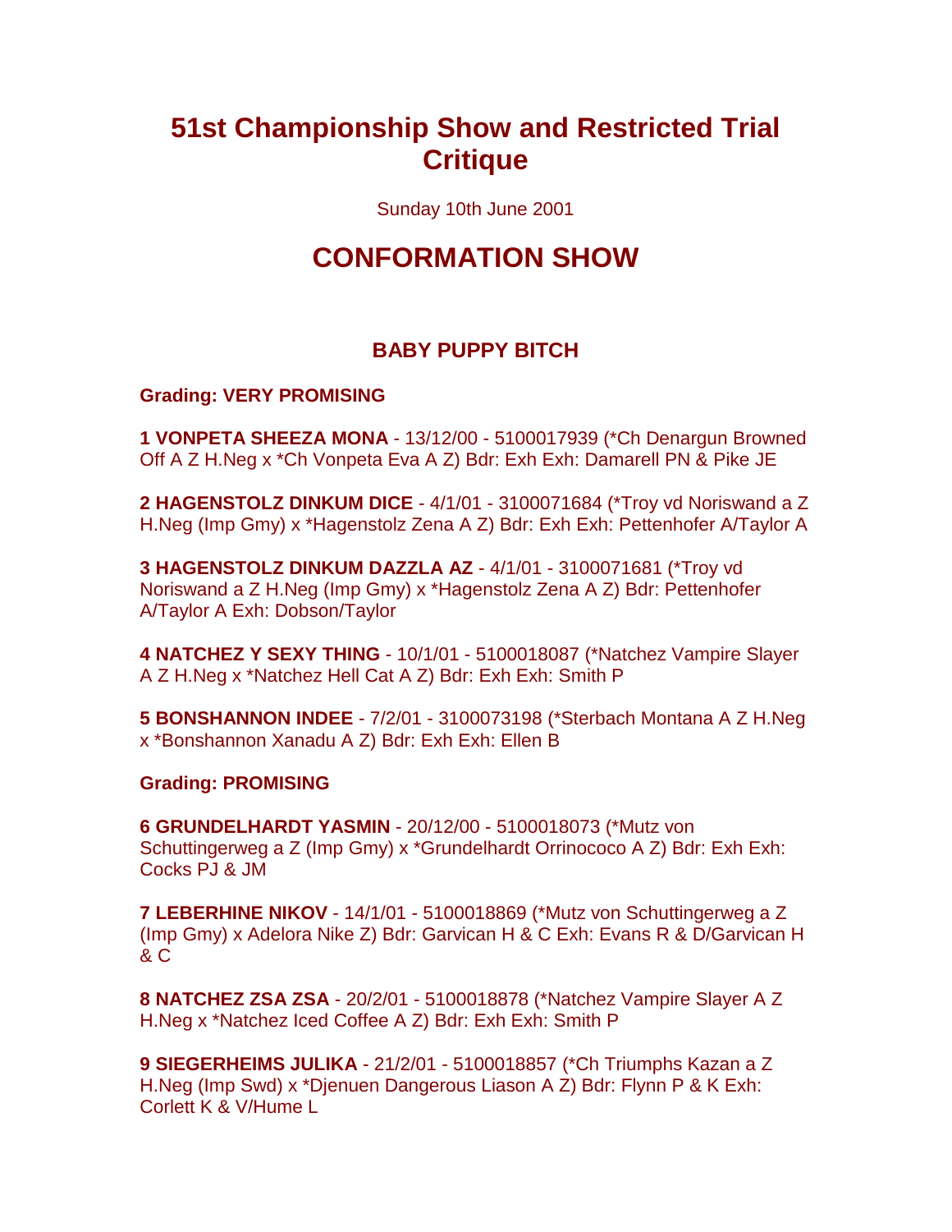# 51st Championship Show and Restricted Trial Critique

Sunday 10th June 2001

# CONFORMATION SHOW

### BABY PUPPY BITCH

**Grading: VERY PROMISING**

**1 VONPETA SHEEZA MONA** - 13/12/00 - 5100017939 (*Ch Denargun Browned Off A Z H.Neg x *Ch Vonpeta Eva A Z) Bdr: Exh Exh: Damarell PN & Pike JE

**2 HAGENSTOLZ DINKUM DICE** - 4/1/01 - 3100071684 (*Troy vd Noriswand a Z H.Neg (Imp Gmy) x *Hagenstolz Zena A Z) Bdr: Exh Exh: Pettenhofer A/Taylor A

**3 HAGENSTOLZ DINKUM DAZZLA AZ** - 4/1/01 - 3100071681 (*Troy vd Noriswand a Z H.Neg (Imp Gmy) x *Hagenstolz Zena A Z) Bdr: Pettenhofer A/Taylor A Exh: Dobson/Taylor

**4 NATCHEZ Y SEXY THING** - 10/1/01 - 5100018087 (*Natchez Vampire Slayer A Z H.Neg x *Natchez Hell Cat A Z) Bdr: Exh Exh: Smith P

**5 BONSHANNON INDEE** - 7/2/01 - 3100073198 (*Sterbach Montana A Z H.Neg x *Bonshannon Xanadu A Z) Bdr: Exh Exh: Ellen B

**Grading: PROMISING**

**6 GRUNDELHARDT YASMIN** - 20/12/00 - 5100018073 (*Mutz von Schuttingerweg a Z (Imp Gmy) x *Grundelhardt Orrinococo A Z) Bdr: Exh Exh: Cocks PJ & JM

**7 LEBERHINE NIKOV** - 14/1/01 - 5100018869 (*Mutz von Schuttingerweg a Z (Imp Gmy) x Adelora Nike Z) Bdr: Garvican H & C Exh: Evans R & D/Garvican H & C

**8 NATCHEZ ZSA ZSA** - 20/2/01 - 5100018878 (*Natchez Vampire Slayer A Z H.Neg x *Natchez Iced Coffee A Z) Bdr: Exh Exh: Smith P

**9 SIEGERHEIMS JULIKA** - 21/2/01 - 5100018857 (*Ch Triumphs Kazan a Z H.Neg (Imp Swd) x *Djenuen Dangerous Liason A Z) Bdr: Flynn P & K Exh: Corlett K & V/Hume L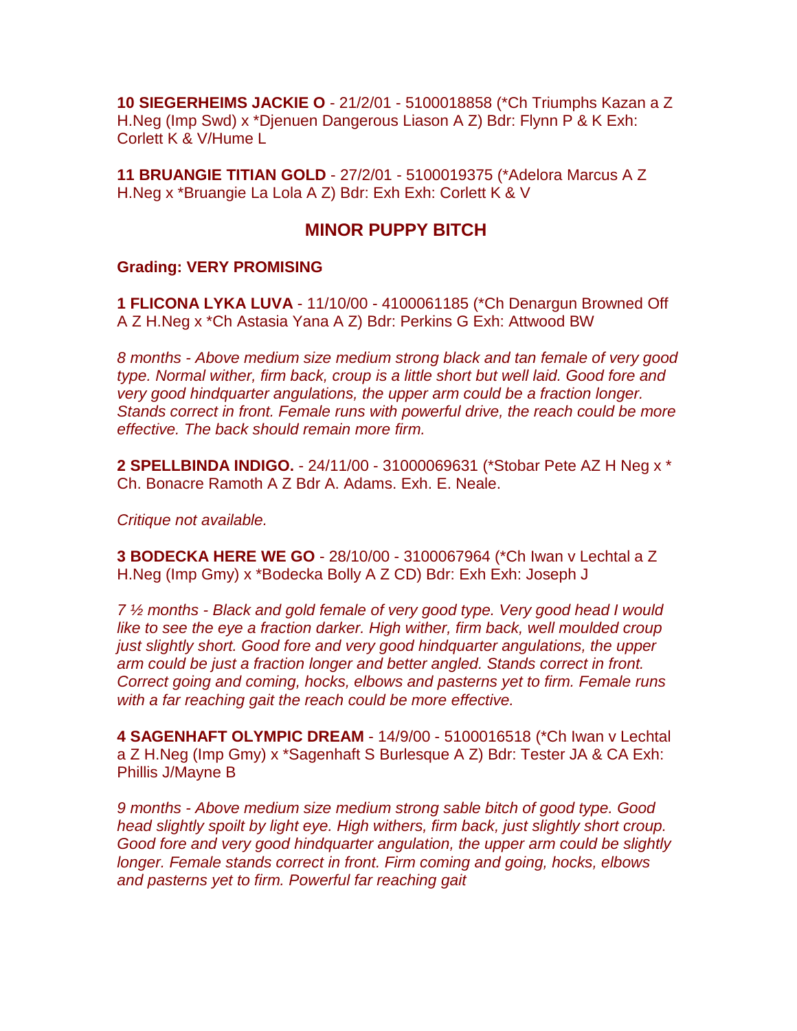**10 SIEGERHEIMS JACKIE O** - 21/2/01 - 5100018858 (*Ch Triumphs Kazan a Z H.Neg (Imp Swd) x *Djenuen Dangerous Liason A Z) Bdr: Flynn P & K Exh: Corlett K & V/Hume L

**11 BRUANGIE TITIAN GOLD** - 27/2/01 - 5100019375 (*Adelora Marcus A Z H.Neg x *Bruangie La Lola A Z) Bdr: Exh Exh: Corlett K & V

## MINOR PUPPY BITCH

**Grading: VERY PROMISING**

**1 FLICONA LYKA LUVA** - 11/10/00 - 4100061185 (*Ch Denargun Browned Off A Z H.Neg x *Ch Astasia Yana A Z) Bdr: Perkins G Exh: Attwood BW

*8 months - Above medium size medium strong black and tan female of very good type. Normal wither, firm back, croup is a little short but well laid. Good fore and very good hindquarter angulations, the upper arm could be a fraction longer. Stands correct in front. Female runs with powerful drive, the reach could be more effective. The back should remain more firm.*

**2 SPELLBINDA INDIGO.** - 24/11/00 - 31000069631 (*Stobar Pete AZ H Neg x * Ch. Bonacre Ramoth A Z Bdr A. Adams. Exh. E. Neale.

*Critique not available.*

**3 BODECKA HERE WE GO** - 28/10/00 - 3100067964 (*Ch Iwan v Lechtal a Z H.Neg (Imp Gmy) x *Bodecka Bolly A Z CD) Bdr: Exh Exh: Joseph J

*7 ½ months - Black and gold female of very good type. Very good head I would like to see the eye a fraction darker. High wither, firm back, well moulded croup just slightly short. Good fore and very good hindquarter angulations, the upper arm could be just a fraction longer and better angled. Stands correct in front. Correct going and coming, hocks, elbows and pasterns yet to firm. Female runs with a far reaching gait the reach could be more effective.*

**4 SAGENHAFT OLYMPIC DREAM** - 14/9/00 - 5100016518 (*Ch Iwan v Lechtal a Z H.Neg (Imp Gmy) x *Sagenhaft S Burlesque A Z) Bdr: Tester JA & CA Exh: Phillis J/Mayne B

*9 months - Above medium size medium strong sable bitch of good type. Good head slightly spoilt by light eye. High withers, firm back, just slightly short croup. Good fore and very good hindquarter angulation, the upper arm could be slightly longer. Female stands correct in front. Firm coming and going, hocks, elbows and pasterns yet to firm. Powerful far reaching gait*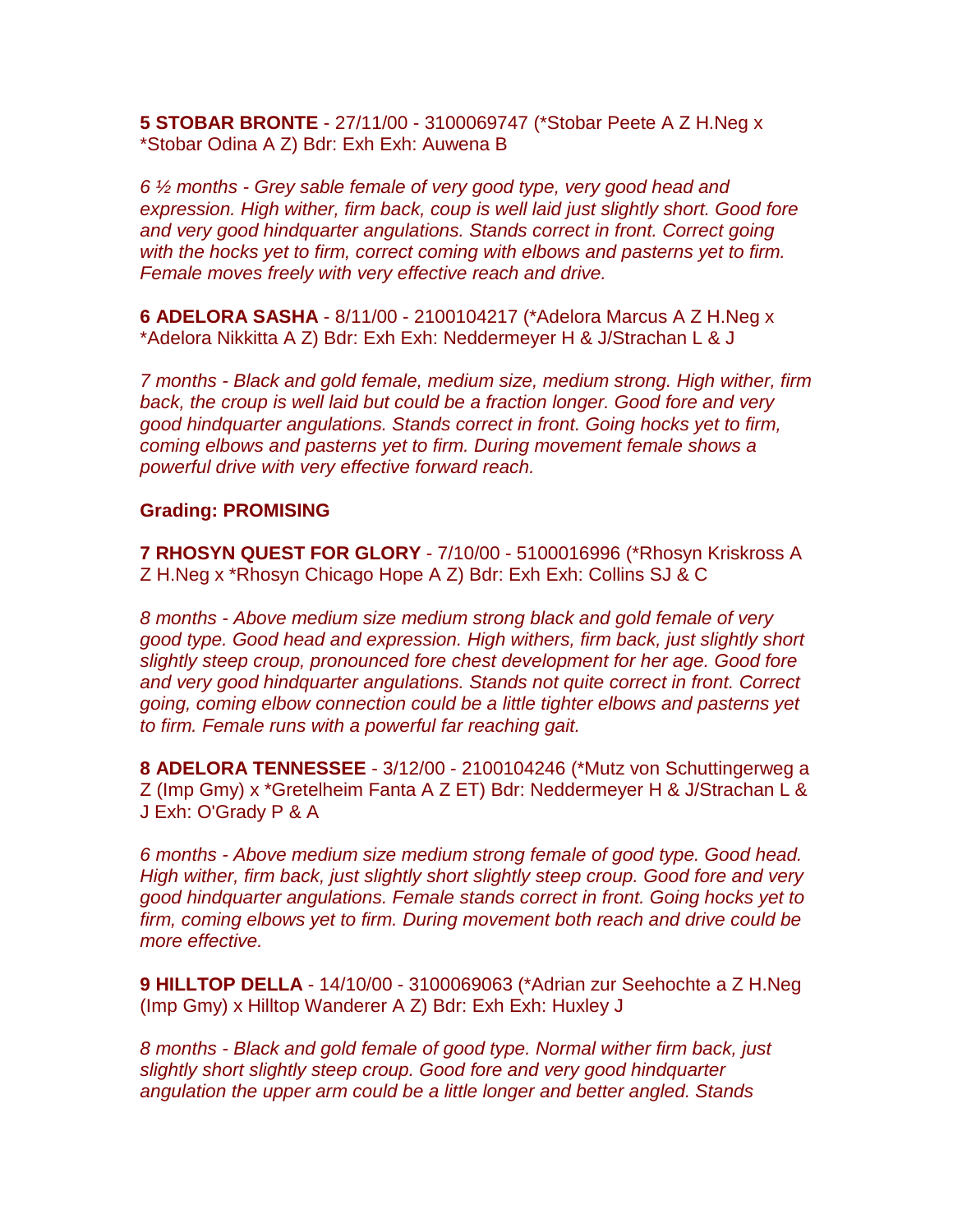**5 STOBAR BRONTE** - 27/11/00 - 3100069747 (*Stobar Peete A Z H.Neg x *Stobar Odina A Z) Bdr: Exh Exh: Auwena B

*6 ½ months - Grey sable female of very good type, very good head and expression. High wither, firm back, coup is well laid just slightly short. Good fore and very good hindquarter angulations. Stands correct in front. Correct going with the hocks yet to firm, correct coming with elbows and pasterns yet to firm. Female moves freely with very effective reach and drive.*

**6 ADELORA SASHA** - 8/11/00 - 2100104217 (*Adelora Marcus A Z H.Neg x *Adelora Nikkitta A Z) Bdr: Exh Exh: Neddermeyer H & J/Strachan L & J

*7 months - Black and gold female, medium size, medium strong. High wither, firm back, the croup is well laid but could be a fraction longer. Good fore and very good hindquarter angulations. Stands correct in front. Going hocks yet to firm, coming elbows and pasterns yet to firm. During movement female shows a powerful drive with very effective forward reach.*

**Grading: PROMISING**

**7 RHOSYN QUEST FOR GLORY** - 7/10/00 - 5100016996 (*Rhosyn Kriskross A Z H.Neg x *Rhosyn Chicago Hope A Z) Bdr: Exh Exh: Collins SJ & C

*8 months - Above medium size medium strong black and gold female of very good type. Good head and expression. High withers, firm back, just slightly short slightly steep croup, pronounced fore chest development for her age. Good fore and very good hindquarter angulations. Stands not quite correct in front. Correct going, coming elbow connection could be a little tighter elbows and pasterns yet to firm. Female runs with a powerful far reaching gait.*

**8 ADELORA TENNESSEE** - 3/12/00 - 2100104246 (*Mutz von Schuttingerweg a Z (Imp Gmy) x *Gretelheim Fanta A Z ET) Bdr: Neddermeyer H & J/Strachan L & J Exh: O'Grady P & A

*6 months - Above medium size medium strong female of good type. Good head. High wither, firm back, just slightly short slightly steep croup. Good fore and very good hindquarter angulations. Female stands correct in front. Going hocks yet to firm, coming elbows yet to firm. During movement both reach and drive could be more effective.*

**9 HILLTOP DELLA** - 14/10/00 - 3100069063 (*Adrian zur Seehochte a Z H.Neg (Imp Gmy) x Hilltop Wanderer A Z) Bdr: Exh Exh: Huxley J

*8 months - Black and gold female of good type. Normal wither firm back, just slightly short slightly steep croup. Good fore and very good hindquarter angulation the upper arm could be a little longer and better angled. Stands*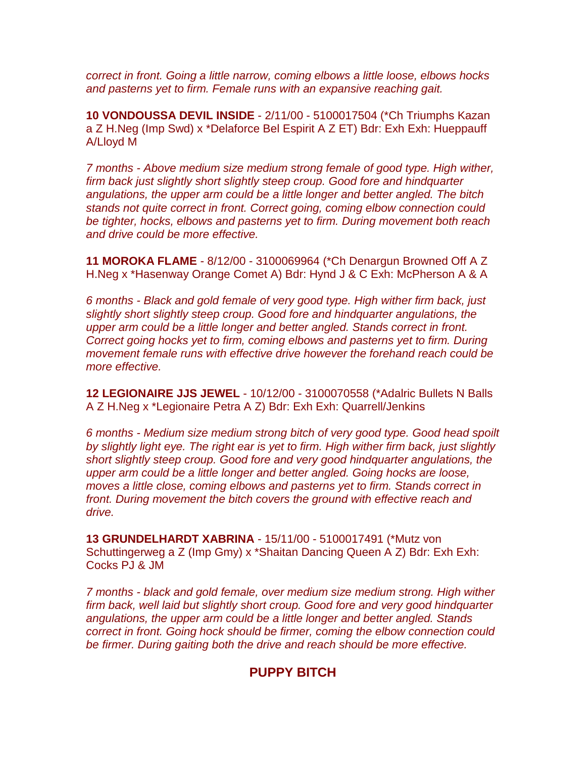*correct in front. Going a little narrow, coming elbows a little loose, elbows hocks and pasterns yet to firm. Female runs with an expansive reaching gait.*

**10 VONDOUSSA DEVIL INSIDE** - 2/11/00 - 5100017504 (*Ch Triumphs Kazan a Z H.Neg (Imp Swd) x *Delaforce Bel Espirit A Z ET) Bdr: Exh Exh: Hueppauff A/Lloyd M

*7 months - Above medium size medium strong female of good type. High wither, firm back just slightly short slightly steep croup. Good fore and hindquarter angulations, the upper arm could be a little longer and better angled. The bitch stands not quite correct in front. Correct going, coming elbow connection could be tighter, hocks, elbows and pasterns yet to firm. During movement both reach and drive could be more effective.*

**11 MOROKA FLAME** - 8/12/00 - 3100069964 (*Ch Denargun Browned Off A Z H.Neg x *Hasenway Orange Comet A) Bdr: Hynd J & C Exh: McPherson A & A

*6 months - Black and gold female of very good type. High wither firm back, just slightly short slightly steep croup. Good fore and hindquarter angulations, the upper arm could be a little longer and better angled. Stands correct in front. Correct going hocks yet to firm, coming elbows and pasterns yet to firm. During movement female runs with effective drive however the forehand reach could be more effective.*

**12 LEGIONAIRE JJS JEWEL** - 10/12/00 - 3100070558 (*Adalric Bullets N Balls A Z H.Neg x *Legionaire Petra A Z) Bdr: Exh Exh: Quarrell/Jenkins

*6 months - Medium size medium strong bitch of very good type. Good head spoilt by slightly light eye. The right ear is yet to firm. High wither firm back, just slightly short slightly steep croup. Good fore and very good hindquarter angulations, the upper arm could be a little longer and better angled. Going hocks are loose, moves a little close, coming elbows and pasterns yet to firm. Stands correct in front. During movement the bitch covers the ground with effective reach and drive.*

**13 GRUNDELHARDT XABRINA** - 15/11/00 - 5100017491 (*Mutz von Schuttingerweg a Z (Imp Gmy) x *Shaitan Dancing Queen A Z) Bdr: Exh Exh: Cocks PJ & JM

*7 months - black and gold female, over medium size medium strong. High wither firm back, well laid but slightly short croup. Good fore and very good hindquarter angulations, the upper arm could be a little longer and better angled. Stands correct in front. Going hock should be firmer, coming the elbow connection could be firmer. During gaiting both the drive and reach should be more effective.*

## PUPPY BITCH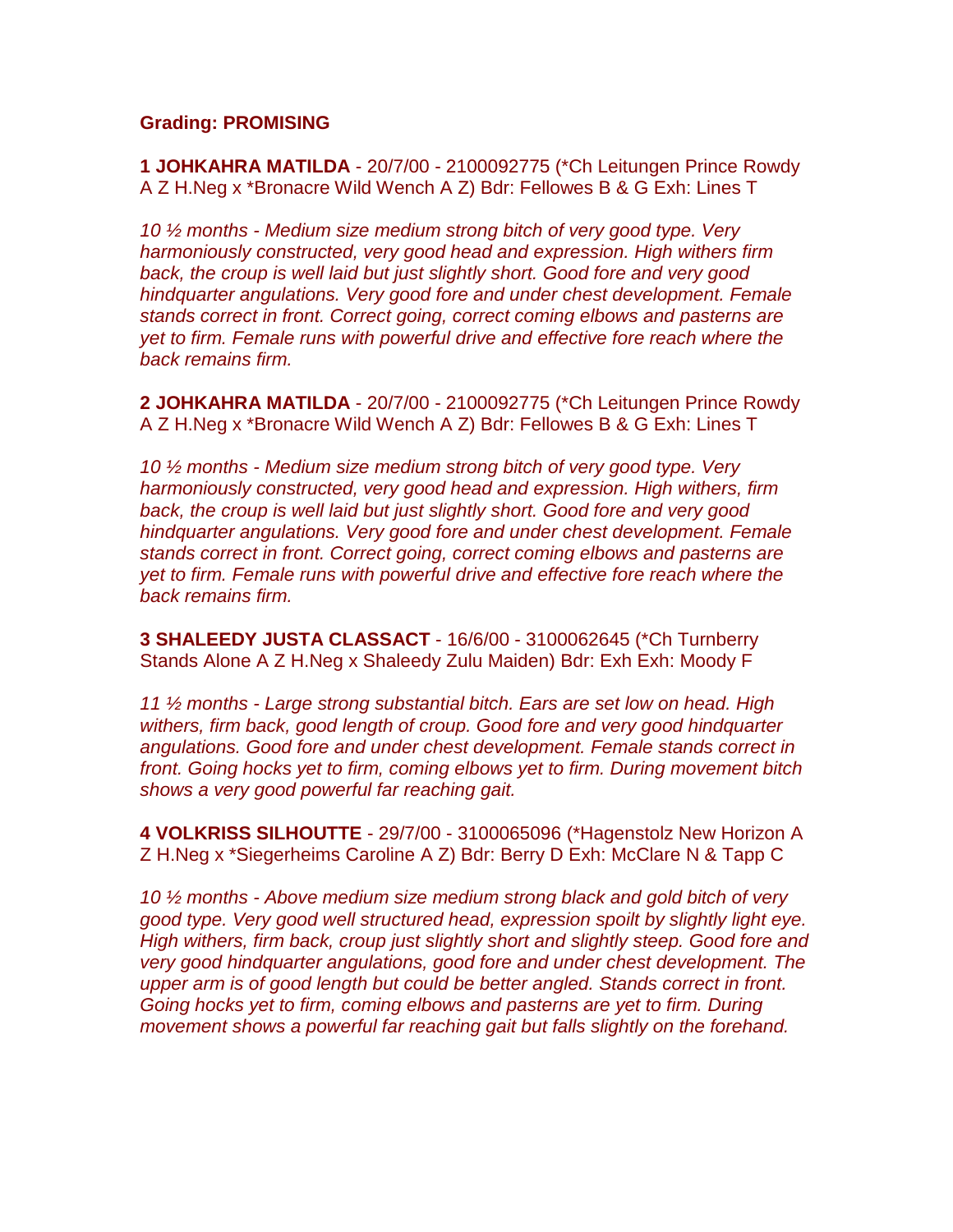**Grading: PROMISING**

**1 JOHKAHRA MATILDA** - 20/7/00 - 2100092775 (*Ch Leitungen Prince Rowdy A Z H.Neg x *Bronacre Wild Wench A Z) Bdr: Fellowes B & G Exh: Lines T

*10 ½ months - Medium size medium strong bitch of very good type. Very harmoniously constructed, very good head and expression. High withers firm back, the croup is well laid but just slightly short. Good fore and very good hindquarter angulations. Very good fore and under chest development. Female stands correct in front. Correct going, correct coming elbows and pasterns are yet to firm. Female runs with powerful drive and effective fore reach where the back remains firm.*

**2 JOHKAHRA MATILDA** - 20/7/00 - 2100092775 (*Ch Leitungen Prince Rowdy A Z H.Neg x *Bronacre Wild Wench A Z) Bdr: Fellowes B & G Exh: Lines T

*10 ½ months - Medium size medium strong bitch of very good type. Very harmoniously constructed, very good head and expression. High withers, firm back, the croup is well laid but just slightly short. Good fore and very good hindquarter angulations. Very good fore and under chest development. Female stands correct in front. Correct going, correct coming elbows and pasterns are yet to firm. Female runs with powerful drive and effective fore reach where the back remains firm.*

**3 SHALEEDY JUSTA CLASSACT** - 16/6/00 - 3100062645 (*Ch Turnberry Stands Alone A Z H.Neg x Shaleedy Zulu Maiden) Bdr: Exh Exh: Moody F

*11 ½ months - Large strong substantial bitch. Ears are set low on head. High withers, firm back, good length of croup. Good fore and very good hindquarter angulations. Good fore and under chest development. Female stands correct in front. Going hocks yet to firm, coming elbows yet to firm. During movement bitch shows a very good powerful far reaching gait.*

**4 VOLKRISS SILHOUTTE** - 29/7/00 - 3100065096 (*Hagenstolz New Horizon A Z H.Neg x *Siegerheims Caroline A Z) Bdr: Berry D Exh: McClare N & Tapp C

*10 ½ months - Above medium size medium strong black and gold bitch of very good type. Very good well structured head, expression spoilt by slightly light eye. High withers, firm back, croup just slightly short and slightly steep. Good fore and very good hindquarter angulations, good fore and under chest development. The upper arm is of good length but could be better angled. Stands correct in front. Going hocks yet to firm, coming elbows and pasterns are yet to firm. During movement shows a powerful far reaching gait but falls slightly on the forehand.*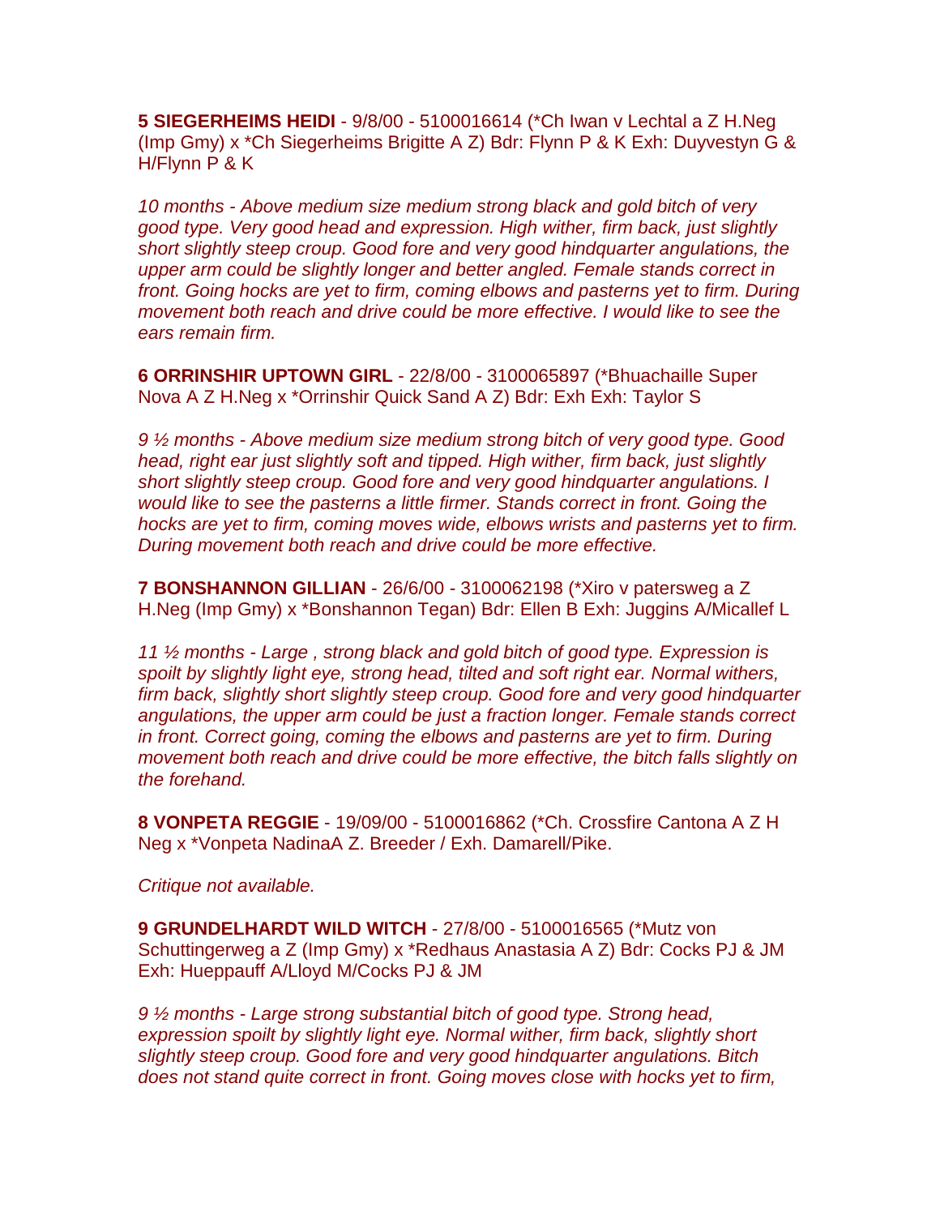**5 SIEGERHEIMS HEIDI** - 9/8/00 - 5100016614 (*Ch Iwan v Lechtal a Z H.Neg (Imp Gmy) x *Ch Siegerheims Brigitte A Z) Bdr: Flynn P & K Exh: Duyvestyn G & H/Flynn P & K

*10 months - Above medium size medium strong black and gold bitch of very good type. Very good head and expression. High wither, firm back, just slightly short slightly steep croup. Good fore and very good hindquarter angulations, the upper arm could be slightly longer and better angled. Female stands correct in front. Going hocks are yet to firm, coming elbows and pasterns yet to firm. During movement both reach and drive could be more effective. I would like to see the ears remain firm.*

**6 ORRINSHIR UPTOWN GIRL** - 22/8/00 - 3100065897 (*Bhuachaille Super Nova A Z H.Neg x *Orrinshir Quick Sand A Z) Bdr: Exh Exh: Taylor S

*9 ½ months - Above medium size medium strong bitch of very good type. Good head, right ear just slightly soft and tipped. High wither, firm back, just slightly short slightly steep croup. Good fore and very good hindquarter angulations. I would like to see the pasterns a little firmer. Stands correct in front. Going the hocks are yet to firm, coming moves wide, elbows wrists and pasterns yet to firm. During movement both reach and drive could be more effective.*

**7 BONSHANNON GILLIAN** - 26/6/00 - 3100062198 (*Xiro v patersweg a Z H.Neg (Imp Gmy) x *Bonshannon Tegan) Bdr: Ellen B Exh: Juggins A/Micallef L

*11 ½ months - Large , strong black and gold bitch of good type. Expression is spoilt by slightly light eye, strong head, tilted and soft right ear. Normal withers, firm back, slightly short slightly steep croup. Good fore and very good hindquarter angulations, the upper arm could be just a fraction longer. Female stands correct in front. Correct going, coming the elbows and pasterns are yet to firm. During movement both reach and drive could be more effective, the bitch falls slightly on the forehand.*

**8 VONPETA REGGIE** - 19/09/00 - 5100016862 (*Ch. Crossfire Cantona A Z H Neg x *Vonpeta NadinaA Z. Breeder / Exh. Damarell/Pike.

*Critique not available.*

**9 GRUNDELHARDT WILD WITCH** - 27/8/00 - 5100016565 (*Mutz von Schuttingerweg a Z (Imp Gmy) x *Redhaus Anastasia A Z) Bdr: Cocks PJ & JM Exh: Hueppauff A/Lloyd M/Cocks PJ & JM

*9 ½ months - Large strong substantial bitch of good type. Strong head, expression spoilt by slightly light eye. Normal wither, firm back, slightly short slightly steep croup. Good fore and very good hindquarter angulations. Bitch does not stand quite correct in front. Going moves close with hocks yet to firm,*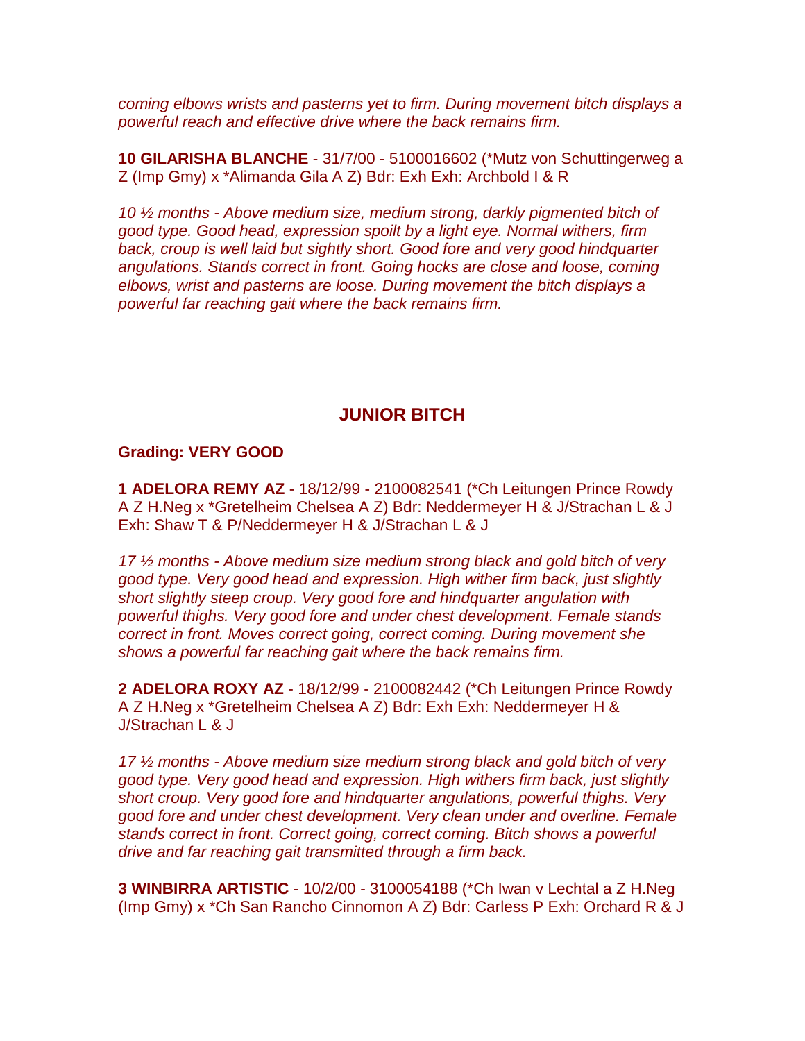*coming elbows wrists and pasterns yet to firm. During movement bitch displays a powerful reach and effective drive where the back remains firm.*

**10 GILARISHA BLANCHE** - 31/7/00 - 5100016602 (*Mutz von Schuttingerweg a Z (Imp Gmy) x *Alimanda Gila A Z) Bdr: Exh Exh: Archbold I & R

*10 ½ months - Above medium size, medium strong, darkly pigmented bitch of good type. Good head, expression spoilt by a light eye. Normal withers, firm back, croup is well laid but sightly short. Good fore and very good hindquarter angulations. Stands correct in front. Going hocks are close and loose, coming elbows, wrist and pasterns are loose. During movement the bitch displays a powerful far reaching gait where the back remains firm.*

## JUNIOR BITCH

**Grading: VERY GOOD**

**1 ADELORA REMY AZ** - 18/12/99 - 2100082541 (*Ch Leitungen Prince Rowdy A Z H.Neg x *Gretelheim Chelsea A Z) Bdr: Neddermeyer H & J/Strachan L & J Exh: Shaw T & P/Neddermeyer H & J/Strachan L & J

*17 ½ months - Above medium size medium strong black and gold bitch of very good type. Very good head and expression. High wither firm back, just slightly short slightly steep croup. Very good fore and hindquarter angulation with powerful thighs. Very good fore and under chest development. Female stands correct in front. Moves correct going, correct coming. During movement she shows a powerful far reaching gait where the back remains firm.*

**2 ADELORA ROXY AZ** - 18/12/99 - 2100082442 (*Ch Leitungen Prince Rowdy A Z H.Neg x *Gretelheim Chelsea A Z) Bdr: Exh Exh: Neddermeyer H & J/Strachan L & J

*17 ½ months - Above medium size medium strong black and gold bitch of very good type. Very good head and expression. High withers firm back, just slightly short croup. Very good fore and hindquarter angulations, powerful thighs. Very good fore and under chest development. Very clean under and overline. Female stands correct in front. Correct going, correct coming. Bitch shows a powerful drive and far reaching gait transmitted through a firm back.*

**3 WINBIRRA ARTISTIC** - 10/2/00 - 3100054188 (*Ch Iwan v Lechtal a Z H.Neg (Imp Gmy) x *Ch San Rancho Cinnomon A Z) Bdr: Carless P Exh: Orchard R & J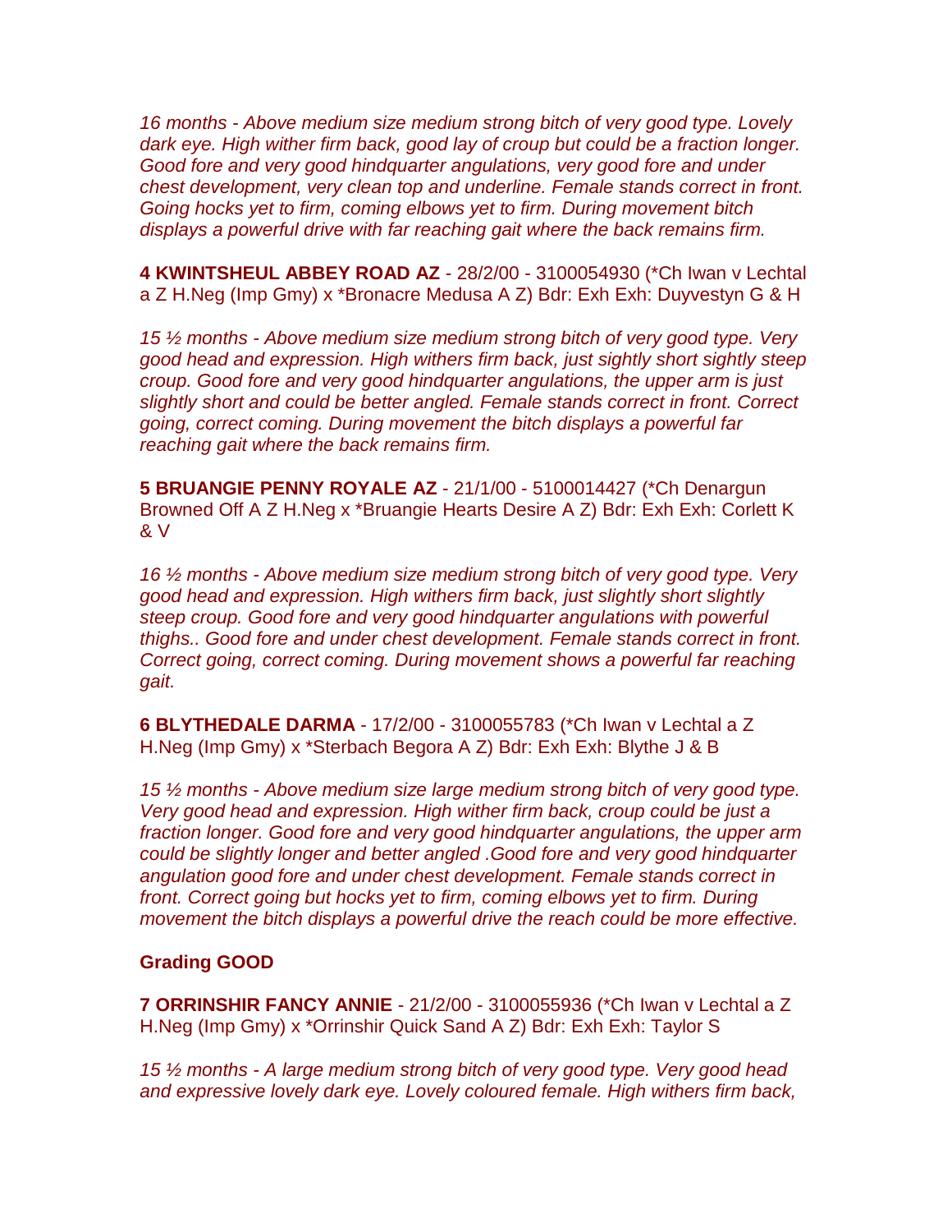*16 months - Above medium size medium strong bitch of very good type. Lovely dark eye. High wither firm back, good lay of croup but could be a fraction longer. Good fore and very good hindquarter angulations, very good fore and under chest development, very clean top and underline. Female stands correct in front. Going hocks yet to firm, coming elbows yet to firm. During movement bitch displays a powerful drive with far reaching gait where the back remains firm.*

**4 KWINTSHEUL ABBEY ROAD AZ** - 28/2/00 - 3100054930 (*Ch Iwan v Lechtal a Z H.Neg (Imp Gmy) x *Bronacre Medusa A Z) Bdr: Exh Exh: Duyvestyn G & H

*15 ½ months - Above medium size medium strong bitch of very good type. Very good head and expression. High withers firm back, just sightly short sightly steep croup. Good fore and very good hindquarter angulations, the upper arm is just slightly short and could be better angled. Female stands correct in front. Correct going, correct coming. During movement the bitch displays a powerful far reaching gait where the back remains firm.*

**5 BRUANGIE PENNY ROYALE AZ** - 21/1/00 - 5100014427 (*Ch Denargun Browned Off A Z H.Neg x *Bruangie Hearts Desire A Z) Bdr: Exh Exh: Corlett K & V

*16 ½ months - Above medium size medium strong bitch of very good type. Very good head and expression. High withers firm back, just slightly short slightly steep croup. Good fore and very good hindquarter angulations with powerful thighs.. Good fore and under chest development. Female stands correct in front. Correct going, correct coming. During movement shows a powerful far reaching gait.*

**6 BLYTHEDALE DARMA** - 17/2/00 - 3100055783 (*Ch Iwan v Lechtal a Z H.Neg (Imp Gmy) x *Sterbach Begora A Z) Bdr: Exh Exh: Blythe J & B

*15 ½ months - Above medium size large medium strong bitch of very good type. Very good head and expression. High wither firm back, croup could be just a fraction longer. Good fore and very good hindquarter angulations, the upper arm could be slightly longer and better angled .Good fore and very good hindquarter angulation good fore and under chest development. Female stands correct in front. Correct going but hocks yet to firm, coming elbows yet to firm. During movement the bitch displays a powerful drive the reach could be more effective.*

**Grading GOOD**

**7 ORRINSHIR FANCY ANNIE** - 21/2/00 - 3100055936 (*Ch Iwan v Lechtal a Z H.Neg (Imp Gmy) x *Orrinshir Quick Sand A Z) Bdr: Exh Exh: Taylor S

*15 ½ months - A large medium strong bitch of very good type. Very good head and expressive lovely dark eye. Lovely coloured female. High withers firm back,*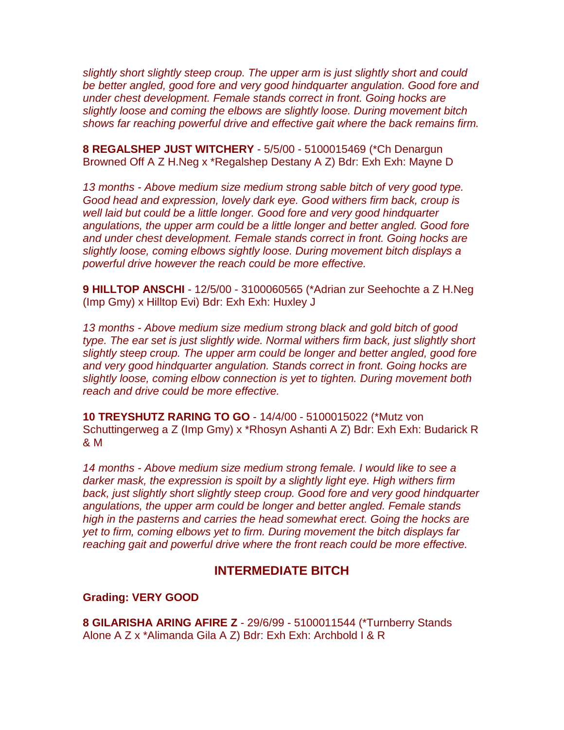*slightly short slightly steep croup. The upper arm is just slightly short and could be better angled, good fore and very good hindquarter angulation. Good fore and under chest development. Female stands correct in front. Going hocks are slightly loose and coming the elbows are slightly loose. During movement bitch shows far reaching powerful drive and effective gait where the back remains firm.*

**8 REGALSHEP JUST WITCHERY** - 5/5/00 - 5100015469 (*Ch Denargun Browned Off A Z H.Neg x *Regalshep Destany A Z) Bdr: Exh Exh: Mayne D

*13 months - Above medium size medium strong sable bitch of very good type. Good head and expression, lovely dark eye. Good withers firm back, croup is well laid but could be a little longer. Good fore and very good hindquarter angulations, the upper arm could be a little longer and better angled. Good fore and under chest development. Female stands correct in front. Going hocks are slightly loose, coming elbows sightly loose. During movement bitch displays a powerful drive however the reach could be more effective.*

**9 HILLTOP ANSCHI** - 12/5/00 - 3100060565 (*Adrian zur Seehochte a Z H.Neg (Imp Gmy) x Hilltop Evi) Bdr: Exh Exh: Huxley J

*13 months - Above medium size medium strong black and gold bitch of good type. The ear set is just slightly wide. Normal withers firm back, just slightly short slightly steep croup. The upper arm could be longer and better angled, good fore and very good hindquarter angulation. Stands correct in front. Going hocks are slightly loose, coming elbow connection is yet to tighten. During movement both reach and drive could be more effective.*

**10 TREYSHUTZ RARING TO GO** - 14/4/00 - 5100015022 (*Mutz von Schuttingerweg a Z (Imp Gmy) x *Rhosyn Ashanti A Z) Bdr: Exh Exh: Budarick R & M

*14 months - Above medium size medium strong female. I would like to see a darker mask, the expression is spoilt by a slightly light eye. High withers firm back, just slightly short slightly steep croup. Good fore and very good hindquarter angulations, the upper arm could be longer and better angled. Female stands high in the pasterns and carries the head somewhat erect. Going the hocks are yet to firm, coming elbows yet to firm. During movement the bitch displays far reaching gait and powerful drive where the front reach could be more effective.*

## INTERMEDIATE BITCH

**Grading: VERY GOOD**

**8 GILARISHA ARING AFIRE Z** - 29/6/99 - 5100011544 (*Turnberry Stands Alone A Z x *Alimanda Gila A Z) Bdr: Exh Exh: Archbold I & R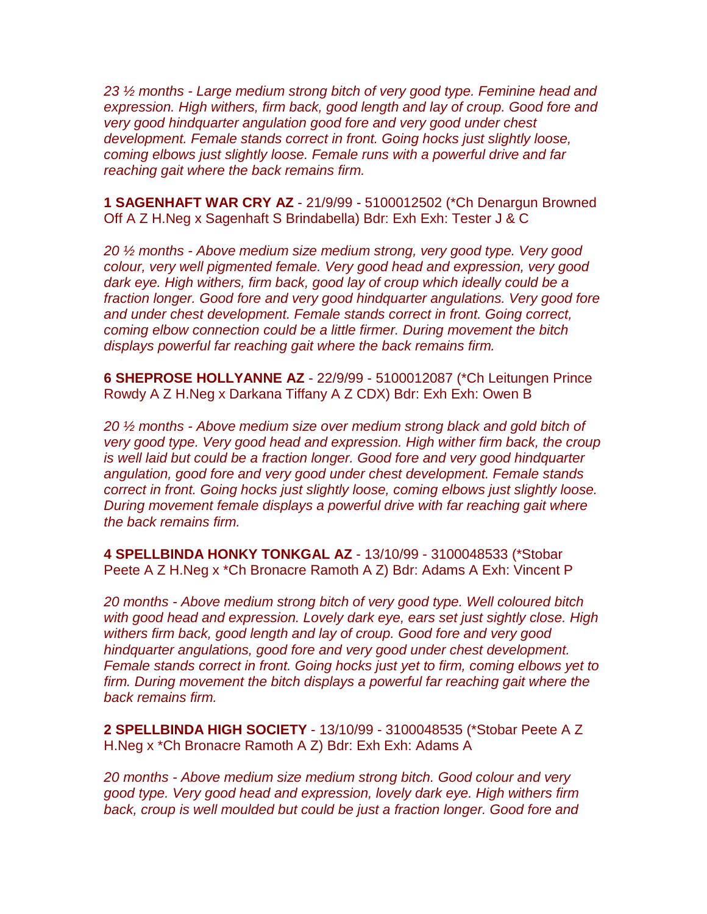*23 ½ months - Large medium strong bitch of very good type. Feminine head and expression. High withers, firm back, good length and lay of croup. Good fore and very good hindquarter angulation good fore and very good under chest development. Female stands correct in front. Going hocks just slightly loose, coming elbows just slightly loose. Female runs with a powerful drive and far reaching gait where the back remains firm.*

**1 SAGENHAFT WAR CRY AZ** - 21/9/99 - 5100012502 (*Ch Denargun Browned Off A Z H.Neg x Sagenhaft S Brindabella) Bdr: Exh Exh: Tester J & C

*20 ½ months - Above medium size medium strong, very good type. Very good colour, very well pigmented female. Very good head and expression, very good dark eye. High withers, firm back, good lay of croup which ideally could be a fraction longer. Good fore and very good hindquarter angulations. Very good fore and under chest development. Female stands correct in front. Going correct, coming elbow connection could be a little firmer. During movement the bitch displays powerful far reaching gait where the back remains firm.*

**6 SHEPROSE HOLLYANNE AZ** - 22/9/99 - 5100012087 (*Ch Leitungen Prince Rowdy A Z H.Neg x Darkana Tiffany A Z CDX) Bdr: Exh Exh: Owen B

*20 ½ months - Above medium size over medium strong black and gold bitch of very good type. Very good head and expression. High wither firm back, the croup is well laid but could be a fraction longer. Good fore and very good hindquarter angulation, good fore and very good under chest development. Female stands correct in front. Going hocks just slightly loose, coming elbows just slightly loose. During movement female displays a powerful drive with far reaching gait where the back remains firm.*

**4 SPELLBINDA HONKY TONKGAL AZ** - 13/10/99 - 3100048533 (*Stobar Peete A Z H.Neg x *Ch Bronacre Ramoth A Z) Bdr: Adams A Exh: Vincent P

*20 months - Above medium strong bitch of very good type. Well coloured bitch with good head and expression. Lovely dark eye, ears set just slightly close. High withers firm back, good length and lay of croup. Good fore and very good hindquarter angulations, good fore and very good under chest development. Female stands correct in front. Going hocks just yet to firm, coming elbows yet to firm. During movement the bitch displays a powerful far reaching gait where the back remains firm.*

**2 SPELLBINDA HIGH SOCIETY** - 13/10/99 - 3100048535 (*Stobar Peete A Z H.Neg x *Ch Bronacre Ramoth A Z) Bdr: Exh Exh: Adams A

*20 months - Above medium size medium strong bitch. Good colour and very good type. Very good head and expression, lovely dark eye. High withers firm back, croup is well moulded but could be just a fraction longer. Good fore and*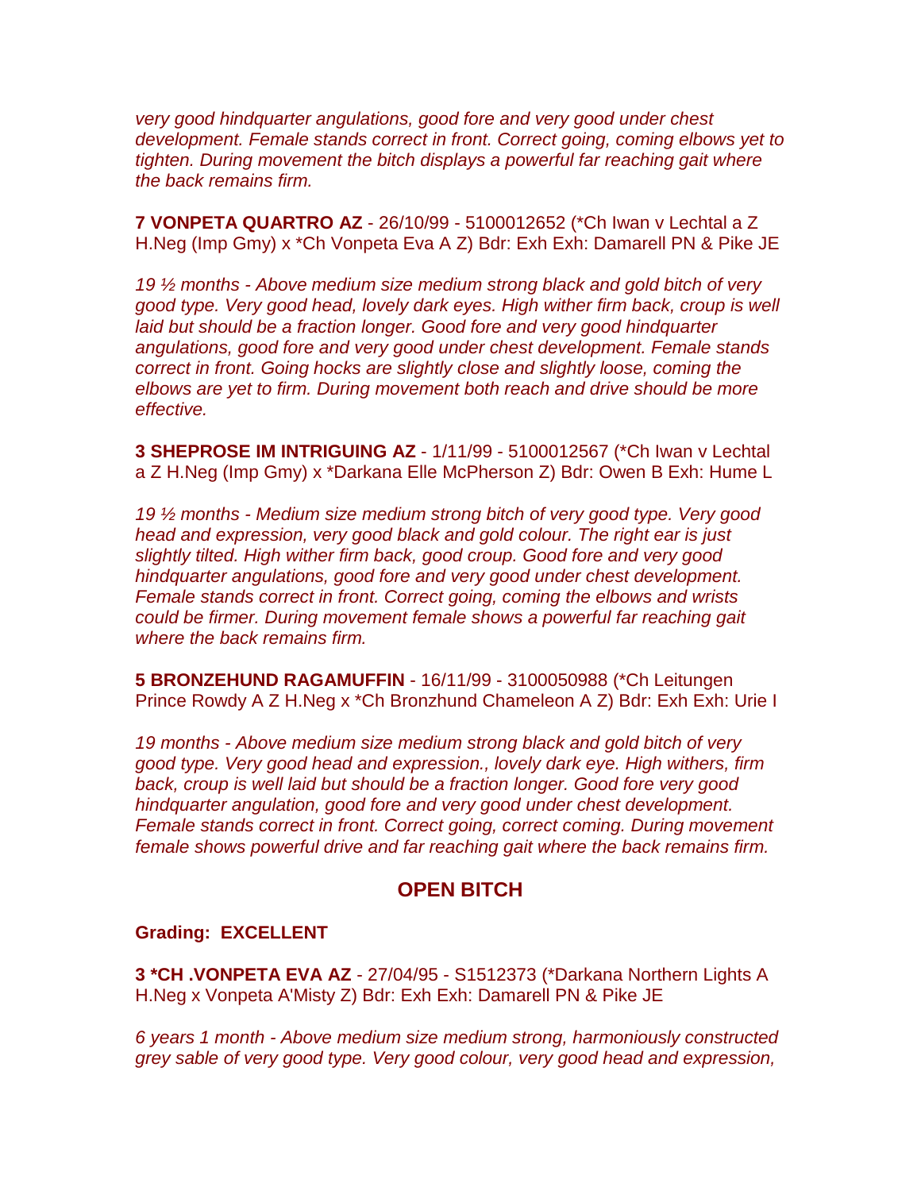*very good hindquarter angulations, good fore and very good under chest development. Female stands correct in front. Correct going, coming elbows yet to tighten. During movement the bitch displays a powerful far reaching gait where the back remains firm.*

**7 VONPETA QUARTRO AZ** - 26/10/99 - 5100012652 (*Ch Iwan v Lechtal a Z H.Neg (Imp Gmy) x *Ch Vonpeta Eva A Z) Bdr: Exh Exh: Damarell PN & Pike JE

*19 ½ months - Above medium size medium strong black and gold bitch of very good type. Very good head, lovely dark eyes. High wither firm back, croup is well laid but should be a fraction longer. Good fore and very good hindquarter angulations, good fore and very good under chest development. Female stands correct in front. Going hocks are slightly close and slightly loose, coming the elbows are yet to firm. During movement both reach and drive should be more effective.*

**3 SHEPROSE IM INTRIGUING AZ** - 1/11/99 - 5100012567 (*Ch Iwan v Lechtal a Z H.Neg (Imp Gmy) x *Darkana Elle McPherson Z) Bdr: Owen B Exh: Hume L

*19 ½ months - Medium size medium strong bitch of very good type. Very good head and expression, very good black and gold colour. The right ear is just slightly tilted. High wither firm back, good croup. Good fore and very good hindquarter angulations, good fore and very good under chest development. Female stands correct in front. Correct going, coming the elbows and wrists could be firmer. During movement female shows a powerful far reaching gait where the back remains firm.*

**5 BRONZEHUND RAGAMUFFIN** - 16/11/99 - 3100050988 (*Ch Leitungen Prince Rowdy A Z H.Neg x *Ch Bronzhund Chameleon A Z) Bdr: Exh Exh: Urie I

*19 months - Above medium size medium strong black and gold bitch of very good type. Very good head and expression., lovely dark eye. High withers, firm back, croup is well laid but should be a fraction longer. Good fore very good hindquarter angulation, good fore and very good under chest development. Female stands correct in front. Correct going, correct coming. During movement female shows powerful drive and far reaching gait where the back remains firm.*

## OPEN BITCH

**Grading: EXCELLENT**

**3 *CH .VONPETA EVA AZ** - 27/04/95 - S1512373 (*Darkana Northern Lights A H.Neg x Vonpeta A'Misty Z) Bdr: Exh Exh: Damarell PN & Pike JE

*6 years 1 month - Above medium size medium strong, harmoniously constructed grey sable of very good type. Very good colour, very good head and expression,*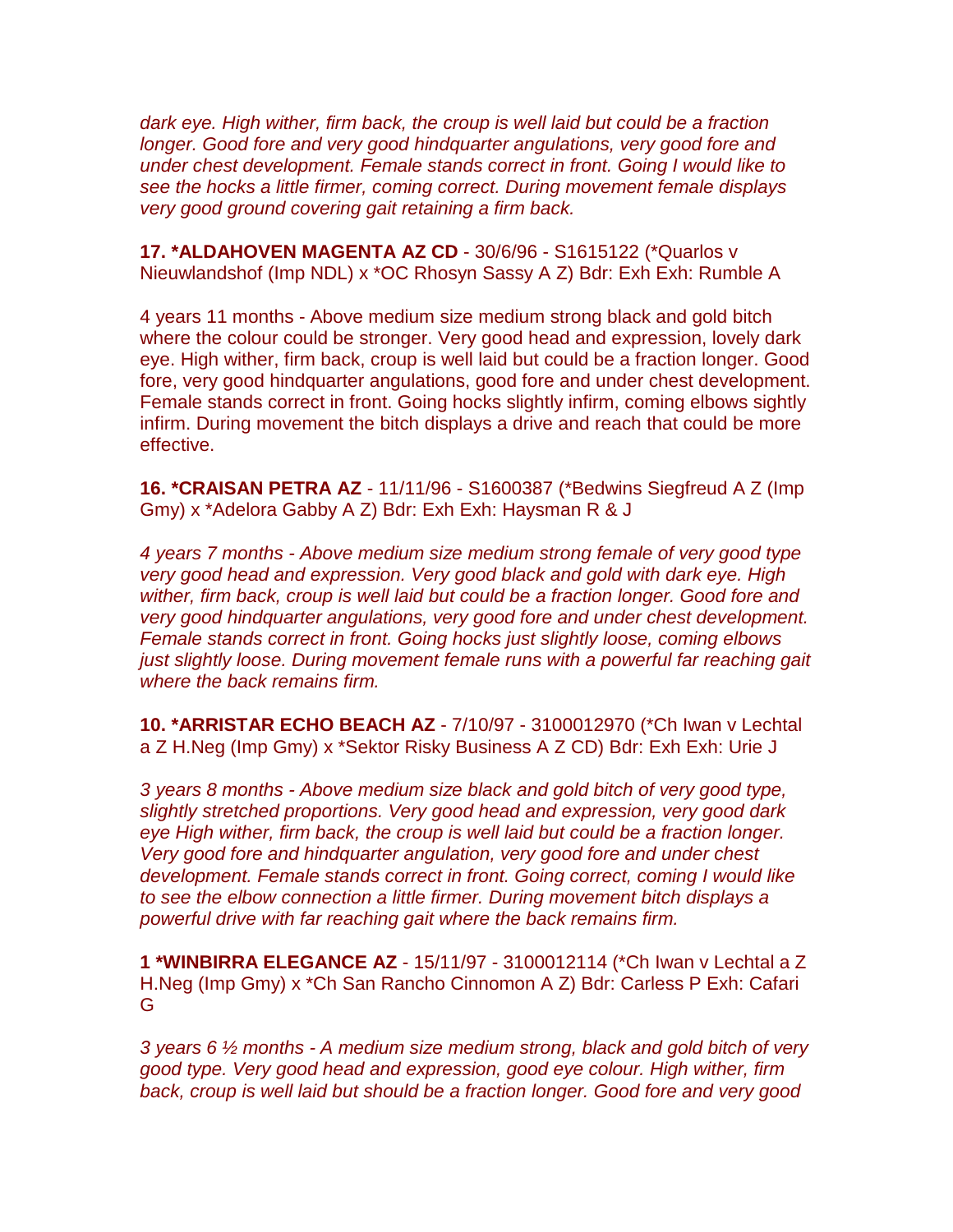*dark eye. High wither, firm back, the croup is well laid but could be a fraction longer. Good fore and very good hindquarter angulations, very good fore and under chest development. Female stands correct in front. Going I would like to see the hocks a little firmer, coming correct. During movement female displays very good ground covering gait retaining a firm back.*

**17. *ALDAHOVEN MAGENTA AZ CD** - 30/6/96 - S1615122 (*Quarlos v Nieuwlandshof (Imp NDL) x *OC Rhosyn Sassy A Z) Bdr: Exh Exh: Rumble A

4 years 11 months - Above medium size medium strong black and gold bitch where the colour could be stronger. Very good head and expression, lovely dark eye. High wither, firm back, croup is well laid but could be a fraction longer. Good fore, very good hindquarter angulations, good fore and under chest development. Female stands correct in front. Going hocks slightly infirm, coming elbows sightly infirm. During movement the bitch displays a drive and reach that could be more effective.

**16. *CRAISAN PETRA AZ** - 11/11/96 - S1600387 (*Bedwins Siegfreud A Z (Imp Gmy) x *Adelora Gabby A Z) Bdr: Exh Exh: Haysman R & J

*4 years 7 months - Above medium size medium strong female of very good type very good head and expression. Very good black and gold with dark eye. High wither, firm back, croup is well laid but could be a fraction longer. Good fore and very good hindquarter angulations, very good fore and under chest development. Female stands correct in front. Going hocks just slightly loose, coming elbows just slightly loose. During movement female runs with a powerful far reaching gait where the back remains firm.*

**10. *ARRISTAR ECHO BEACH AZ** - 7/10/97 - 3100012970 (*Ch Iwan v Lechtal a Z H.Neg (Imp Gmy) x *Sektor Risky Business A Z CD) Bdr: Exh Exh: Urie J

*3 years 8 months - Above medium size black and gold bitch of very good type, slightly stretched proportions. Very good head and expression, very good dark eye High wither, firm back, the croup is well laid but could be a fraction longer. Very good fore and hindquarter angulation, very good fore and under chest development. Female stands correct in front. Going correct, coming I would like to see the elbow connection a little firmer. During movement bitch displays a powerful drive with far reaching gait where the back remains firm.*

**1 *WINBIRRA ELEGANCE AZ** - 15/11/97 - 3100012114 (*Ch Iwan v Lechtal a Z H.Neg (Imp Gmy) x *Ch San Rancho Cinnomon A Z) Bdr: Carless P Exh: Cafari G

*3 years 6 ½ months - A medium size medium strong, black and gold bitch of very good type. Very good head and expression, good eye colour. High wither, firm back, croup is well laid but should be a fraction longer. Good fore and very good*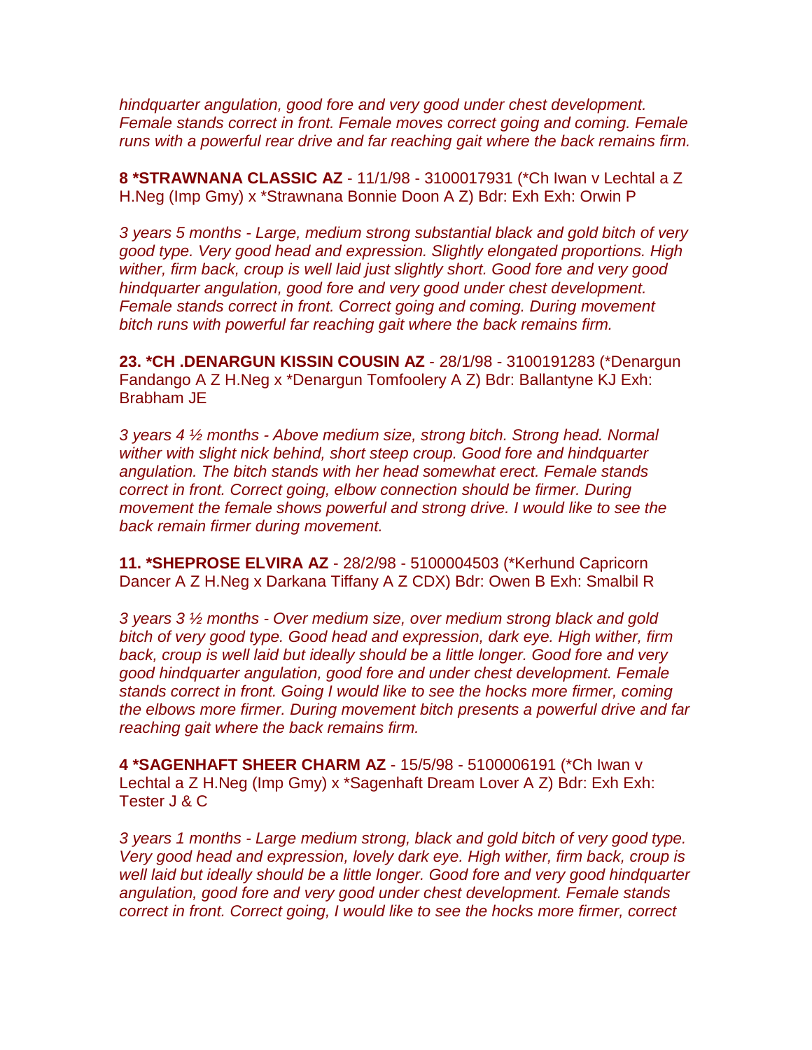*hindquarter angulation, good fore and very good under chest development. Female stands correct in front. Female moves correct going and coming. Female runs with a powerful rear drive and far reaching gait where the back remains firm.*

**8 *STRAWNANA CLASSIC AZ** - 11/1/98 - 3100017931 (*Ch Iwan v Lechtal a Z H.Neg (Imp Gmy) x *Strawnana Bonnie Doon A Z) Bdr: Exh Exh: Orwin P

*3 years 5 months - Large, medium strong substantial black and gold bitch of very good type. Very good head and expression. Slightly elongated proportions. High wither, firm back, croup is well laid just slightly short. Good fore and very good hindquarter angulation, good fore and very good under chest development. Female stands correct in front. Correct going and coming. During movement bitch runs with powerful far reaching gait where the back remains firm.*

**23. *CH .DENARGUN KISSIN COUSIN AZ** - 28/1/98 - 3100191283 (*Denargun Fandango A Z H.Neg x *Denargun Tomfoolery A Z) Bdr: Ballantyne KJ Exh: Brabham JE

*3 years 4 ½ months - Above medium size, strong bitch. Strong head. Normal wither with slight nick behind, short steep croup. Good fore and hindquarter angulation. The bitch stands with her head somewhat erect. Female stands correct in front. Correct going, elbow connection should be firmer. During movement the female shows powerful and strong drive. I would like to see the back remain firmer during movement.*

**11. *SHEPROSE ELVIRA AZ** - 28/2/98 - 5100004503 (*Kerhund Capricorn Dancer A Z H.Neg x Darkana Tiffany A Z CDX) Bdr: Owen B Exh: Smalbil R

*3 years 3 ½ months - Over medium size, over medium strong black and gold bitch of very good type. Good head and expression, dark eye. High wither, firm back, croup is well laid but ideally should be a little longer. Good fore and very good hindquarter angulation, good fore and under chest development. Female stands correct in front. Going I would like to see the hocks more firmer, coming the elbows more firmer. During movement bitch presents a powerful drive and far reaching gait where the back remains firm.*

**4 *SAGENHAFT SHEER CHARM AZ** - 15/5/98 - 5100006191 (*Ch Iwan v Lechtal a Z H.Neg (Imp Gmy) x *Sagenhaft Dream Lover A Z) Bdr: Exh Exh: Tester J & C

*3 years 1 months - Large medium strong, black and gold bitch of very good type. Very good head and expression, lovely dark eye. High wither, firm back, croup is well laid but ideally should be a little longer. Good fore and very good hindquarter angulation, good fore and very good under chest development. Female stands correct in front. Correct going, I would like to see the hocks more firmer, correct*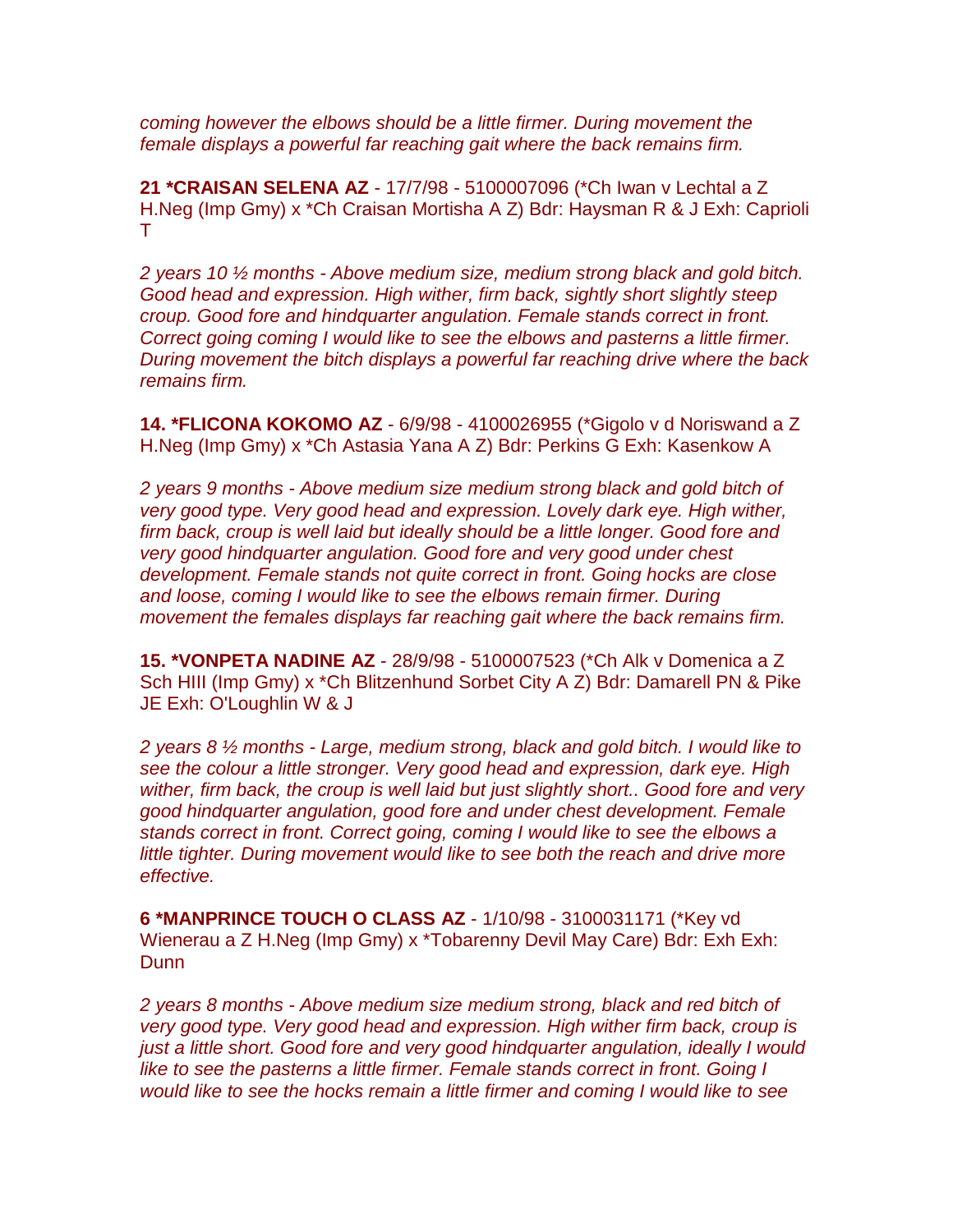*coming however the elbows should be a little firmer. During movement the female displays a powerful far reaching gait where the back remains firm.*

**21 *CRAISAN SELENA AZ** - 17/7/98 - 5100007096 (*Ch Iwan v Lechtal a Z H.Neg (Imp Gmy) x *Ch Craisan Mortisha A Z) Bdr: Haysman R & J Exh: Caprioli T

*2 years 10 ½ months - Above medium size, medium strong black and gold bitch. Good head and expression. High wither, firm back, sightly short slightly steep croup. Good fore and hindquarter angulation. Female stands correct in front. Correct going coming I would like to see the elbows and pasterns a little firmer. During movement the bitch displays a powerful far reaching drive where the back remains firm.*

**14. *FLICONA KOKOMO AZ** - 6/9/98 - 4100026955 (*Gigolo v d Noriswand a Z H.Neg (Imp Gmy) x *Ch Astasia Yana A Z) Bdr: Perkins G Exh: Kasenkow A

*2 years 9 months - Above medium size medium strong black and gold bitch of very good type. Very good head and expression. Lovely dark eye. High wither, firm back, croup is well laid but ideally should be a little longer. Good fore and very good hindquarter angulation. Good fore and very good under chest development. Female stands not quite correct in front. Going hocks are close and loose, coming I would like to see the elbows remain firmer. During movement the females displays far reaching gait where the back remains firm.*

**15. *VONPETA NADINE AZ** - 28/9/98 - 5100007523 (*Ch Alk v Domenica a Z Sch HIII (Imp Gmy) x *Ch Blitzenhund Sorbet City A Z) Bdr: Damarell PN & Pike JE Exh: O'Loughlin W & J

*2 years 8 ½ months - Large, medium strong, black and gold bitch. I would like to see the colour a little stronger. Very good head and expression, dark eye. High wither, firm back, the croup is well laid but just slightly short.. Good fore and very good hindquarter angulation, good fore and under chest development. Female stands correct in front. Correct going, coming I would like to see the elbows a little tighter. During movement would like to see both the reach and drive more effective.*

**6 *MANPRINCE TOUCH O CLASS AZ** - 1/10/98 - 3100031171 (*Key vd Wienerau a Z H.Neg (Imp Gmy) x *Tobarenny Devil May Care) Bdr: Exh Exh: Dunn

*2 years 8 months - Above medium size medium strong, black and red bitch of very good type. Very good head and expression. High wither firm back, croup is just a little short. Good fore and very good hindquarter angulation, ideally I would like to see the pasterns a little firmer. Female stands correct in front. Going I would like to see the hocks remain a little firmer and coming I would like to see*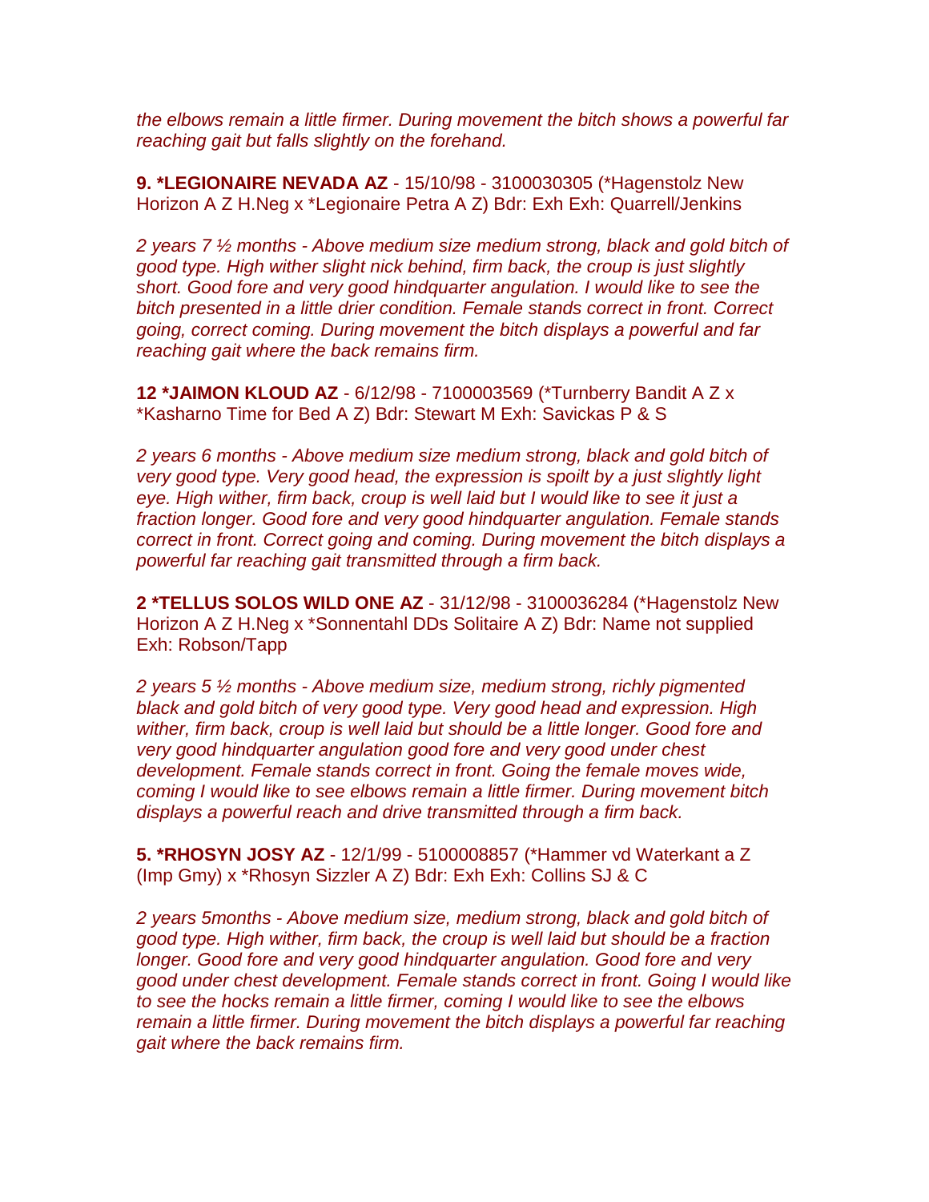*the elbows remain a little firmer. During movement the bitch shows a powerful far reaching gait but falls slightly on the forehand.*

**9. *LEGIONAIRE NEVADA AZ** - 15/10/98 - 3100030305 (*Hagenstolz New Horizon A Z H.Neg x *Legionaire Petra A Z) Bdr: Exh Exh: Quarrell/Jenkins

*2 years 7 ½ months - Above medium size medium strong, black and gold bitch of good type. High wither slight nick behind, firm back, the croup is just slightly short. Good fore and very good hindquarter angulation. I would like to see the bitch presented in a little drier condition. Female stands correct in front. Correct going, correct coming. During movement the bitch displays a powerful and far reaching gait where the back remains firm.*

**12 *JAIMON KLOUD AZ** - 6/12/98 - 7100003569 (*Turnberry Bandit A Z x *Kasharno Time for Bed A Z) Bdr: Stewart M Exh: Savickas P & S

*2 years 6 months - Above medium size medium strong, black and gold bitch of very good type. Very good head, the expression is spoilt by a just slightly light eye. High wither, firm back, croup is well laid but I would like to see it just a fraction longer. Good fore and very good hindquarter angulation. Female stands correct in front. Correct going and coming. During movement the bitch displays a powerful far reaching gait transmitted through a firm back.*

**2 *TELLUS SOLOS WILD ONE AZ** - 31/12/98 - 3100036284 (*Hagenstolz New Horizon A Z H.Neg x *Sonnentahl DDs Solitaire A Z) Bdr: Name not supplied Exh: Robson/Tapp

*2 years 5 ½ months - Above medium size, medium strong, richly pigmented black and gold bitch of very good type. Very good head and expression. High wither, firm back, croup is well laid but should be a little longer. Good fore and very good hindquarter angulation good fore and very good under chest development. Female stands correct in front. Going the female moves wide, coming I would like to see elbows remain a little firmer. During movement bitch displays a powerful reach and drive transmitted through a firm back.*

**5. *RHOSYN JOSY AZ** - 12/1/99 - 5100008857 (*Hammer vd Waterkant a Z (Imp Gmy) x *Rhosyn Sizzler A Z) Bdr: Exh Exh: Collins SJ & C

*2 years 5months - Above medium size, medium strong, black and gold bitch of good type. High wither, firm back, the croup is well laid but should be a fraction longer. Good fore and very good hindquarter angulation. Good fore and very good under chest development. Female stands correct in front. Going I would like to see the hocks remain a little firmer, coming I would like to see the elbows remain a little firmer. During movement the bitch displays a powerful far reaching gait where the back remains firm.*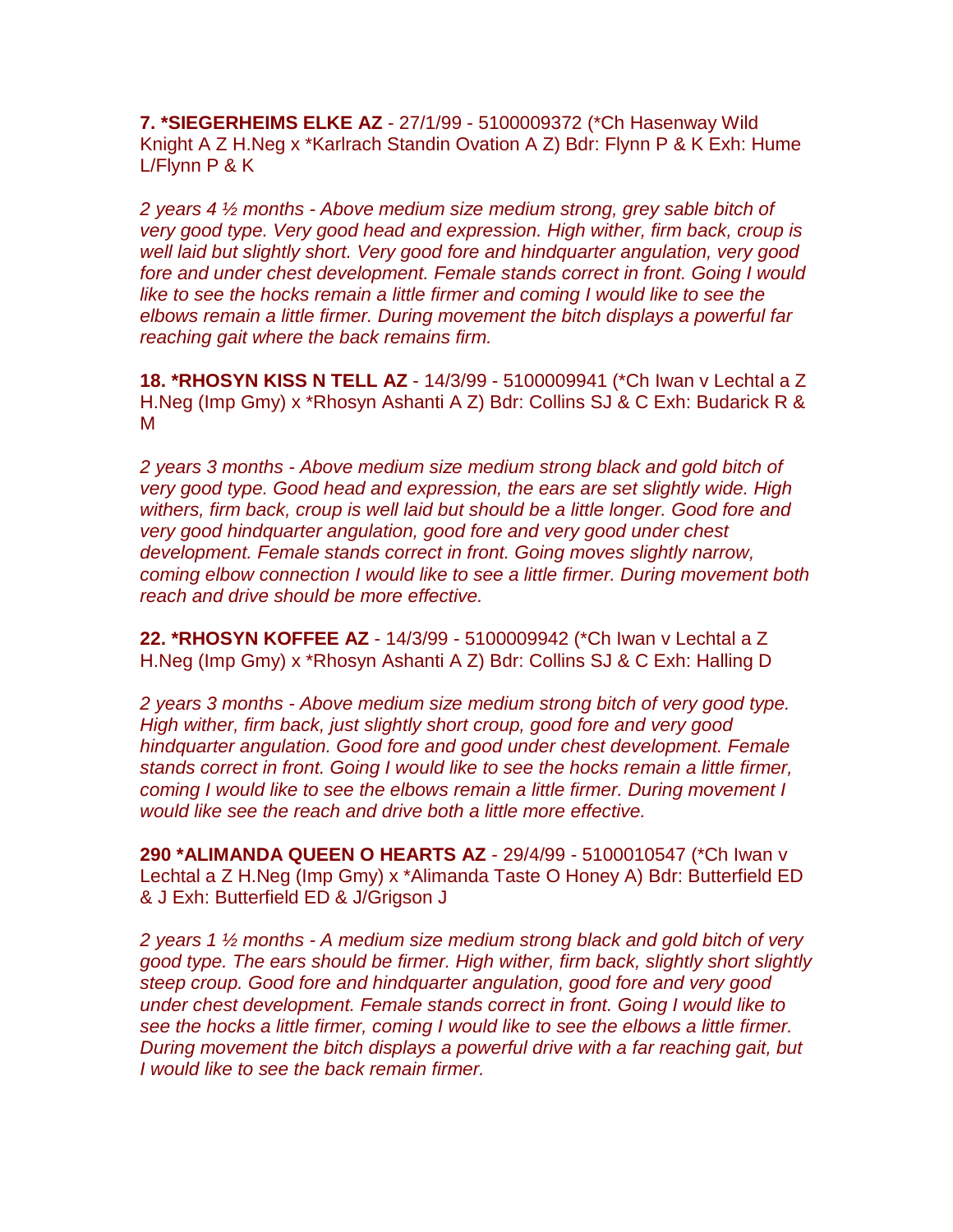**7. *SIEGERHEIMS ELKE AZ** - 27/1/99 - 5100009372 (*Ch Hasenway Wild Knight A Z H.Neg x *Karlrach Standin Ovation A Z) Bdr: Flynn P & K Exh: Hume L/Flynn P & K

*2 years 4 ½ months - Above medium size medium strong, grey sable bitch of very good type. Very good head and expression. High wither, firm back, croup is well laid but slightly short. Very good fore and hindquarter angulation, very good fore and under chest development. Female stands correct in front. Going I would like to see the hocks remain a little firmer and coming I would like to see the elbows remain a little firmer. During movement the bitch displays a powerful far reaching gait where the back remains firm.*

**18. *RHOSYN KISS N TELL AZ** - 14/3/99 - 5100009941 (*Ch Iwan v Lechtal a Z H.Neg (Imp Gmy) x *Rhosyn Ashanti A Z) Bdr: Collins SJ & C Exh: Budarick R & M

*2 years 3 months - Above medium size medium strong black and gold bitch of very good type. Good head and expression, the ears are set slightly wide. High withers, firm back, croup is well laid but should be a little longer. Good fore and very good hindquarter angulation, good fore and very good under chest development. Female stands correct in front. Going moves slightly narrow, coming elbow connection I would like to see a little firmer. During movement both reach and drive should be more effective.*

**22. *RHOSYN KOFFEE AZ** - 14/3/99 - 5100009942 (*Ch Iwan v Lechtal a Z H.Neg (Imp Gmy) x *Rhosyn Ashanti A Z) Bdr: Collins SJ & C Exh: Halling D

*2 years 3 months - Above medium size medium strong bitch of very good type. High wither, firm back, just slightly short croup, good fore and very good hindquarter angulation. Good fore and good under chest development. Female stands correct in front. Going I would like to see the hocks remain a little firmer, coming I would like to see the elbows remain a little firmer. During movement I would like see the reach and drive both a little more effective.*

**290 *ALIMANDA QUEEN O HEARTS AZ** - 29/4/99 - 5100010547 (*Ch Iwan v Lechtal a Z H.Neg (Imp Gmy) x *Alimanda Taste O Honey A) Bdr: Butterfield ED & J Exh: Butterfield ED & J/Grigson J

*2 years 1 ½ months - A medium size medium strong black and gold bitch of very good type. The ears should be firmer. High wither, firm back, slightly short slightly steep croup. Good fore and hindquarter angulation, good fore and very good under chest development. Female stands correct in front. Going I would like to see the hocks a little firmer, coming I would like to see the elbows a little firmer. During movement the bitch displays a powerful drive with a far reaching gait, but I would like to see the back remain firmer.*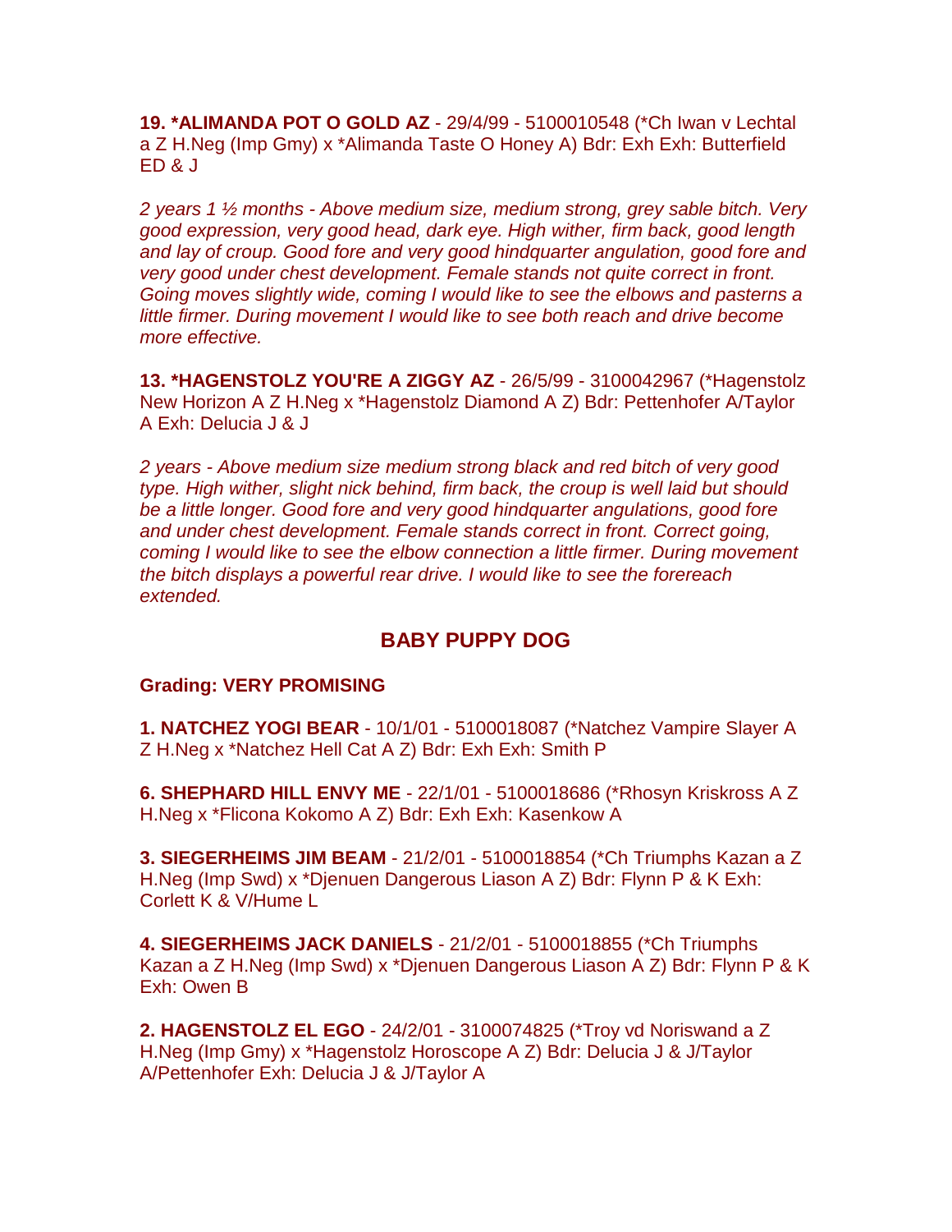**19. *ALIMANDA POT O GOLD AZ** - 29/4/99 - 5100010548 (*Ch Iwan v Lechtal a Z H.Neg (Imp Gmy) x *Alimanda Taste O Honey A) Bdr: Exh Exh: Butterfield ED & J

*2 years 1 ½ months - Above medium size, medium strong, grey sable bitch. Very good expression, very good head, dark eye. High wither, firm back, good length and lay of croup. Good fore and very good hindquarter angulation, good fore and very good under chest development. Female stands not quite correct in front. Going moves slightly wide, coming I would like to see the elbows and pasterns a little firmer. During movement I would like to see both reach and drive become more effective.*

**13. *HAGENSTOLZ YOU'RE A ZIGGY AZ** - 26/5/99 - 3100042967 (*Hagenstolz New Horizon A Z H.Neg x *Hagenstolz Diamond A Z) Bdr: Pettenhofer A/Taylor A Exh: Delucia J & J

*2 years - Above medium size medium strong black and red bitch of very good type. High wither, slight nick behind, firm back, the croup is well laid but should be a little longer. Good fore and very good hindquarter angulations, good fore and under chest development. Female stands correct in front. Correct going, coming I would like to see the elbow connection a little firmer. During movement the bitch displays a powerful rear drive. I would like to see the forereach extended.*

## BABY PUPPY DOG

**Grading: VERY PROMISING**

**1. NATCHEZ YOGI BEAR** - 10/1/01 - 5100018087 (*Natchez Vampire Slayer A Z H.Neg x *Natchez Hell Cat A Z) Bdr: Exh Exh: Smith P

**6. SHEPHARD HILL ENVY ME** - 22/1/01 - 5100018686 (*Rhosyn Kriskross A Z H.Neg x *Flicona Kokomo A Z) Bdr: Exh Exh: Kasenkow A

**3. SIEGERHEIMS JIM BEAM** - 21/2/01 - 5100018854 (*Ch Triumphs Kazan a Z H.Neg (Imp Swd) x *Djenuen Dangerous Liason A Z) Bdr: Flynn P & K Exh: Corlett K & V/Hume L

**4. SIEGERHEIMS JACK DANIELS** - 21/2/01 - 5100018855 (*Ch Triumphs Kazan a Z H.Neg (Imp Swd) x *Djenuen Dangerous Liason A Z) Bdr: Flynn P & K Exh: Owen B

**2. HAGENSTOLZ EL EGO** - 24/2/01 - 3100074825 (*Troy vd Noriswand a Z H.Neg (Imp Gmy) x *Hagenstolz Horoscope A Z) Bdr: Delucia J & J/Taylor A/Pettenhofer Exh: Delucia J & J/Taylor A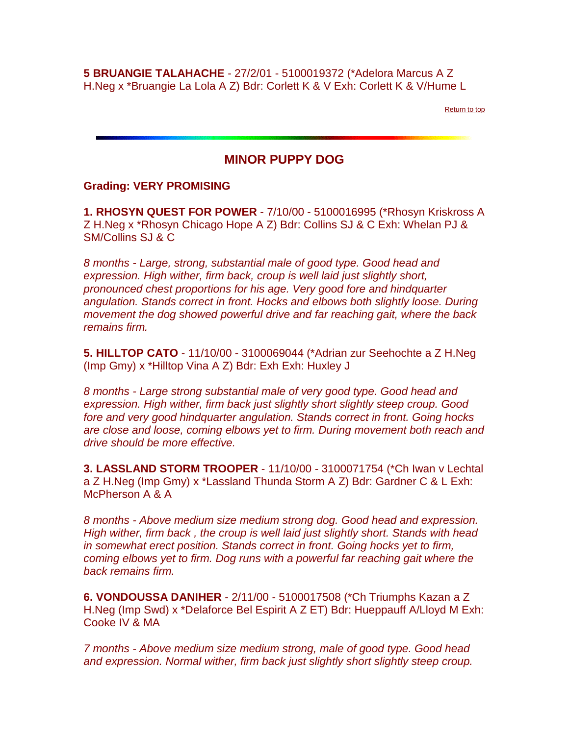**5 BRUANGIE TALAHACHE** - 27/2/01 - 5100019372 (*Adelora Marcus A Z H.Neg x *Bruangie La Lola A Z) Bdr: Corlett K & V Exh: Corlett K & V/Hume L

Return to top

---

## MINOR PUPPY DOG

**Grading: VERY PROMISING**

**1. RHOSYN QUEST FOR POWER** - 7/10/00 - 5100016995 (*Rhosyn Kriskross A Z H.Neg x *Rhosyn Chicago Hope A Z) Bdr: Collins SJ & C Exh: Whelan PJ & SM/Collins SJ & C

*8 months - Large, strong, substantial male of good type. Good head and expression. High wither, firm back, croup is well laid just slightly short, pronounced chest proportions for his age. Very good fore and hindquarter angulation. Stands correct in front. Hocks and elbows both slightly loose. During movement the dog showed powerful drive and far reaching gait, where the back remains firm.*

**5. HILLTOP CATO** - 11/10/00 - 3100069044 (*Adrian zur Seehochte a Z H.Neg (Imp Gmy) x *Hilltop Vina A Z) Bdr: Exh Exh: Huxley J

*8 months - Large strong substantial male of very good type. Good head and expression. High wither, firm back just slightly short slightly steep croup. Good fore and very good hindquarter angulation. Stands correct in front. Going hocks are close and loose, coming elbows yet to firm. During movement both reach and drive should be more effective.*

**3. LASSLAND STORM TROOPER** - 11/10/00 - 3100071754 (*Ch Iwan v Lechtal a Z H.Neg (Imp Gmy) x *Lassland Thunda Storm A Z) Bdr: Gardner C & L Exh: McPherson A & A

*8 months - Above medium size medium strong dog. Good head and expression. High wither, firm back , the croup is well laid just slightly short. Stands with head in somewhat erect position. Stands correct in front. Going hocks yet to firm, coming elbows yet to firm. Dog runs with a powerful far reaching gait where the back remains firm.*

**6. VONDOUSSA DANIHER** - 2/11/00 - 5100017508 (*Ch Triumphs Kazan a Z H.Neg (Imp Swd) x *Delaforce Bel Espirit A Z ET) Bdr: Hueppauff A/Lloyd M Exh: Cooke IV & MA

*7 months - Above medium size medium strong, male of good type. Good head and expression. Normal wither, firm back just slightly short slightly steep croup.*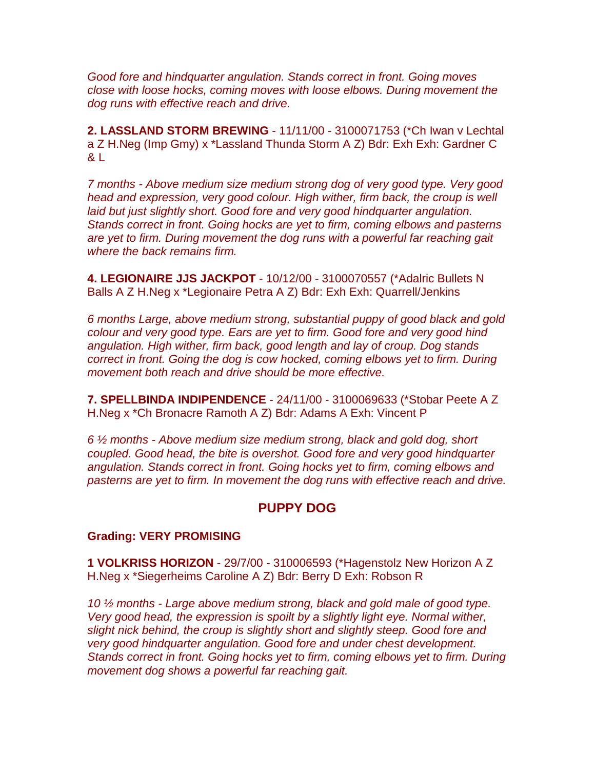*Good fore and hindquarter angulation. Stands correct in front. Going moves close with loose hocks, coming moves with loose elbows. During movement the dog runs with effective reach and drive.*

**2. LASSLAND STORM BREWING** - 11/11/00 - 3100071753 (*Ch Iwan v Lechtal a Z H.Neg (Imp Gmy) x *Lassland Thunda Storm A Z) Bdr: Exh Exh: Gardner C & L

*7 months - Above medium size medium strong dog of very good type. Very good head and expression, very good colour. High wither, firm back, the croup is well laid but just slightly short. Good fore and very good hindquarter angulation. Stands correct in front. Going hocks are yet to firm, coming elbows and pasterns are yet to firm. During movement the dog runs with a powerful far reaching gait where the back remains firm.*

**4. LEGIONAIRE JJS JACKPOT** - 10/12/00 - 3100070557 (*Adalric Bullets N Balls A Z H.Neg x *Legionaire Petra A Z) Bdr: Exh Exh: Quarrell/Jenkins

*6 months Large, above medium strong, substantial puppy of good black and gold colour and very good type. Ears are yet to firm. Good fore and very good hind angulation. High wither, firm back, good length and lay of croup. Dog stands correct in front. Going the dog is cow hocked, coming elbows yet to firm. During movement both reach and drive should be more effective.*

**7. SPELLBINDA INDIPENDENCE** - 24/11/00 - 3100069633 (*Stobar Peete A Z H.Neg x *Ch Bronacre Ramoth A Z) Bdr: Adams A Exh: Vincent P

*6 ½ months - Above medium size medium strong, black and gold dog, short coupled. Good head, the bite is overshot. Good fore and very good hindquarter angulation. Stands correct in front. Going hocks yet to firm, coming elbows and pasterns are yet to firm. In movement the dog runs with effective reach and drive.*

## PUPPY DOG

**Grading: VERY PROMISING**

**1 VOLKRISS HORIZON** - 29/7/00 - 310006593 (*Hagenstolz New Horizon A Z H.Neg x *Siegerheims Caroline A Z) Bdr: Berry D Exh: Robson R

*10 ½ months - Large above medium strong, black and gold male of good type. Very good head, the expression is spoilt by a slightly light eye. Normal wither, slight nick behind, the croup is slightly short and slightly steep. Good fore and very good hindquarter angulation. Good fore and under chest development. Stands correct in front. Going hocks yet to firm, coming elbows yet to firm. During movement dog shows a powerful far reaching gait.*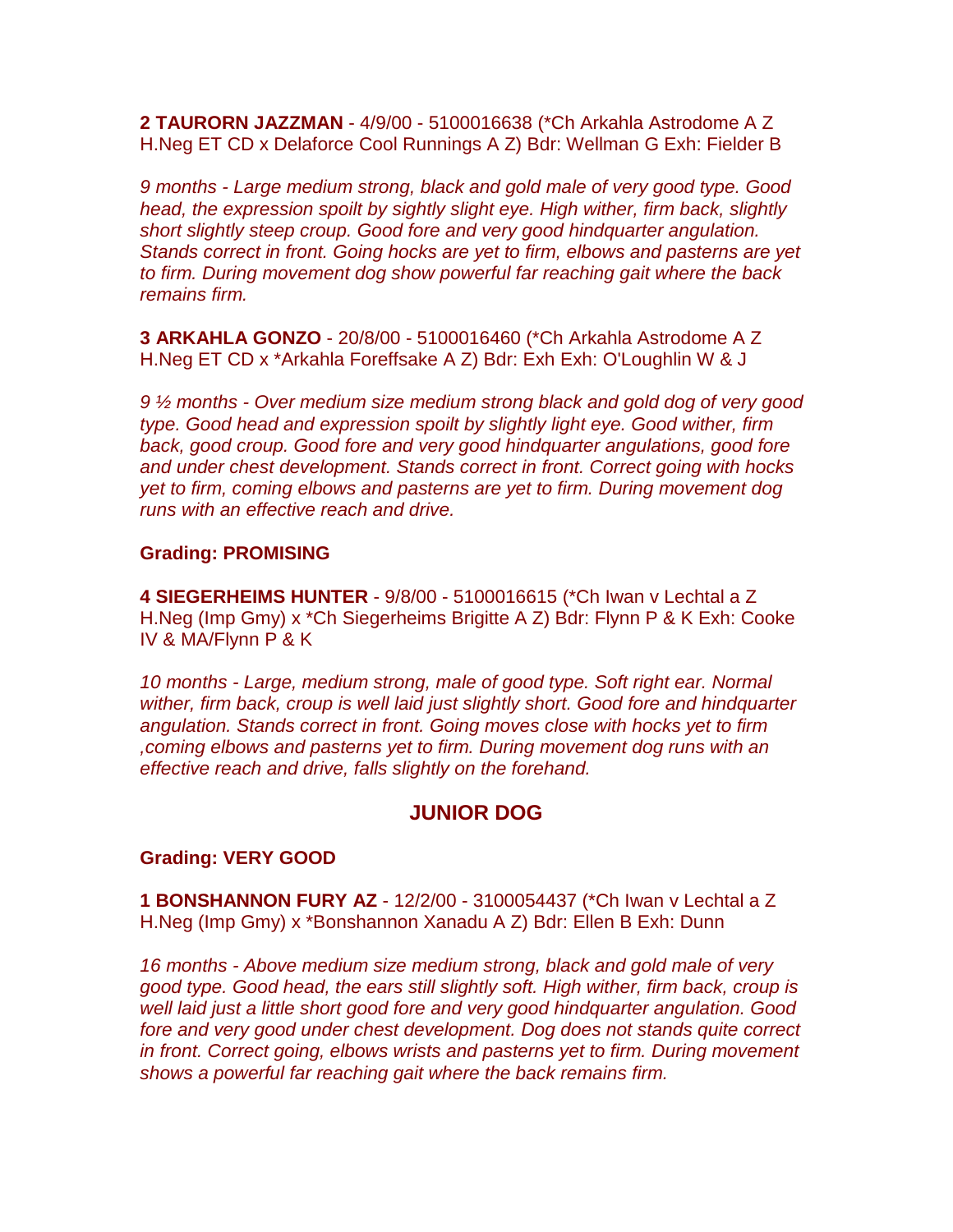**2 TAURORN JAZZMAN** - 4/9/00 - 5100016638 (*Ch Arkahla Astrodome A Z H.Neg ET CD x Delaforce Cool Runnings A Z) Bdr: Wellman G Exh: Fielder B

*9 months - Large medium strong, black and gold male of very good type. Good head, the expression spoilt by sightly slight eye. High wither, firm back, slightly short slightly steep croup. Good fore and very good hindquarter angulation. Stands correct in front. Going hocks are yet to firm, elbows and pasterns are yet to firm. During movement dog show powerful far reaching gait where the back remains firm.*

**3 ARKAHLA GONZO** - 20/8/00 - 5100016460 (*Ch Arkahla Astrodome A Z H.Neg ET CD x *Arkahla Foreffsake A Z) Bdr: Exh Exh: O'Loughlin W & J

*9 ½ months - Over medium size medium strong black and gold dog of very good type. Good head and expression spoilt by slightly light eye. Good wither, firm back, good croup. Good fore and very good hindquarter angulations, good fore and under chest development. Stands correct in front. Correct going with hocks yet to firm, coming elbows and pasterns are yet to firm. During movement dog runs with an effective reach and drive.*

**Grading: PROMISING**

**4 SIEGERHEIMS HUNTER** - 9/8/00 - 5100016615 (*Ch Iwan v Lechtal a Z H.Neg (Imp Gmy) x *Ch Siegerheims Brigitte A Z) Bdr: Flynn P & K Exh: Cooke IV & MA/Flynn P & K

*10 months - Large, medium strong, male of good type. Soft right ear. Normal wither, firm back, croup is well laid just slightly short. Good fore and hindquarter angulation. Stands correct in front. Going moves close with hocks yet to firm ,coming elbows and pasterns yet to firm. During movement dog runs with an effective reach and drive, falls slightly on the forehand.*

## JUNIOR DOG

**Grading: VERY GOOD**

**1 BONSHANNON FURY AZ** - 12/2/00 - 3100054437 (*Ch Iwan v Lechtal a Z H.Neg (Imp Gmy) x *Bonshannon Xanadu A Z) Bdr: Ellen B Exh: Dunn

*16 months - Above medium size medium strong, black and gold male of very good type. Good head, the ears still slightly soft. High wither, firm back, croup is well laid just a little short good fore and very good hindquarter angulation. Good fore and very good under chest development. Dog does not stands quite correct in front. Correct going, elbows wrists and pasterns yet to firm. During movement shows a powerful far reaching gait where the back remains firm.*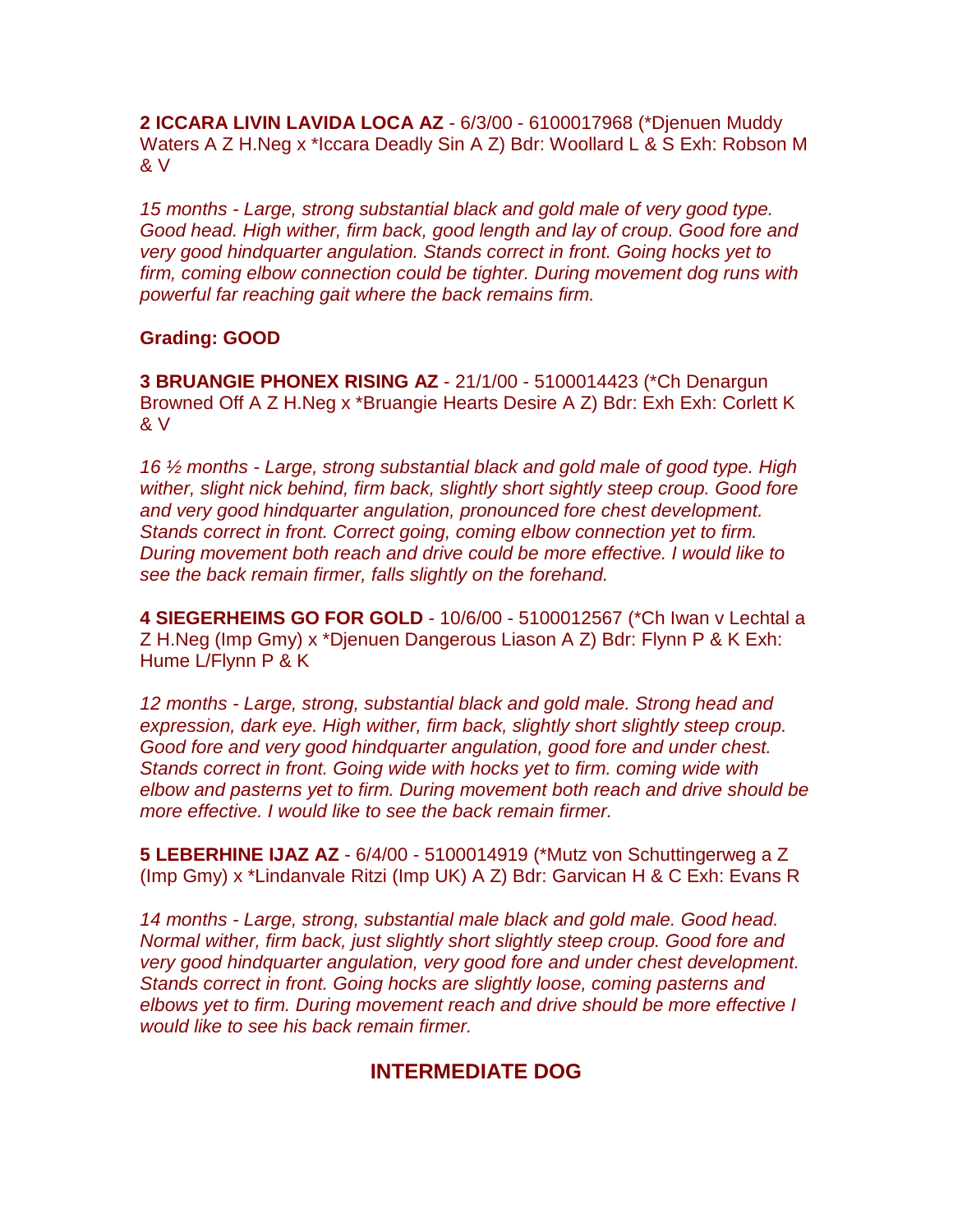**2 ICCARA LIVIN LAVIDA LOCA AZ** - 6/3/00 - 6100017968 (*Djenuen Muddy Waters A Z H.Neg x *Iccara Deadly Sin A Z) Bdr: Woollard L & S Exh: Robson M & V

*15 months - Large, strong substantial black and gold male of very good type. Good head. High wither, firm back, good length and lay of croup. Good fore and very good hindquarter angulation. Stands correct in front. Going hocks yet to firm, coming elbow connection could be tighter. During movement dog runs with powerful far reaching gait where the back remains firm.*

**Grading: GOOD**

**3 BRUANGIE PHONEX RISING AZ** - 21/1/00 - 5100014423 (*Ch Denargun Browned Off A Z H.Neg x *Bruangie Hearts Desire A Z) Bdr: Exh Exh: Corlett K & V

*16 ½ months - Large, strong substantial black and gold male of good type. High wither, slight nick behind, firm back, slightly short sightly steep croup. Good fore and very good hindquarter angulation, pronounced fore chest development. Stands correct in front. Correct going, coming elbow connection yet to firm. During movement both reach and drive could be more effective. I would like to see the back remain firmer, falls slightly on the forehand.*

**4 SIEGERHEIMS GO FOR GOLD** - 10/6/00 - 5100012567 (*Ch Iwan v Lechtal a Z H.Neg (Imp Gmy) x *Djenuen Dangerous Liason A Z) Bdr: Flynn P & K Exh: Hume L/Flynn P & K

*12 months - Large, strong, substantial black and gold male. Strong head and expression, dark eye. High wither, firm back, slightly short slightly steep croup. Good fore and very good hindquarter angulation, good fore and under chest. Stands correct in front. Going wide with hocks yet to firm. coming wide with elbow and pasterns yet to firm. During movement both reach and drive should be more effective. I would like to see the back remain firmer.*

**5 LEBERHINE IJAZ AZ** - 6/4/00 - 5100014919 (*Mutz von Schuttingerweg a Z (Imp Gmy) x *Lindanvale Ritzi (Imp UK) A Z) Bdr: Garvican H & C Exh: Evans R

*14 months - Large, strong, substantial male black and gold male. Good head. Normal wither, firm back, just slightly short slightly steep croup. Good fore and very good hindquarter angulation, very good fore and under chest development. Stands correct in front. Going hocks are slightly loose, coming pasterns and elbows yet to firm. During movement reach and drive should be more effective I would like to see his back remain firmer.*

## INTERMEDIATE DOG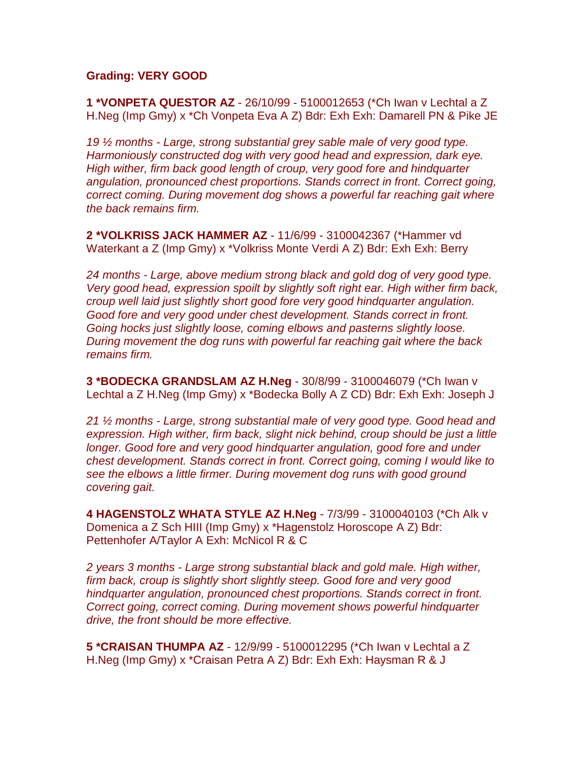**Grading: VERY GOOD**

**1 *VONPETA QUESTOR AZ** - 26/10/99 - 5100012653 (*Ch Iwan v Lechtal a Z H.Neg (Imp Gmy) x *Ch Vonpeta Eva A Z) Bdr: Exh Exh: Damarell PN & Pike JE

*19 ½ months - Large, strong substantial grey sable male of very good type. Harmoniously constructed dog with very good head and expression, dark eye. High wither, firm back good length of croup, very good fore and hindquarter angulation, pronounced chest proportions. Stands correct in front. Correct going, correct coming. During movement dog shows a powerful far reaching gait where the back remains firm.*

**2 *VOLKRISS JACK HAMMER AZ** - 11/6/99 - 3100042367 (*Hammer vd Waterkant a Z (Imp Gmy) x *Volkriss Monte Verdi A Z) Bdr: Exh Exh: Berry

*24 months - Large, above medium strong black and gold dog of very good type. Very good head, expression spoilt by slightly soft right ear. High wither firm back, croup well laid just slightly short good fore very good hindquarter angulation. Good fore and very good under chest development. Stands correct in front. Going hocks just slightly loose, coming elbows and pasterns slightly loose. During movement the dog runs with powerful far reaching gait where the back remains firm.*

**3 *BODECKA GRANDSLAM AZ H.Neg** - 30/8/99 - 3100046079 (*Ch Iwan v Lechtal a Z H.Neg (Imp Gmy) x *Bodecka Bolly A Z CD) Bdr: Exh Exh: Joseph J

*21 ½ months - Large, strong substantial male of very good type. Good head and expression. High wither, firm back, slight nick behind, croup should be just a little longer. Good fore and very good hindquarter angulation, good fore and under chest development. Stands correct in front. Correct going, coming I would like to see the elbows a little firmer. During movement dog runs with good ground covering gait.*

**4 HAGENSTOLZ WHATA STYLE AZ H.Neg** - 7/3/99 - 3100040103 (*Ch Alk v Domenica a Z Sch HIII (Imp Gmy) x *Hagenstolz Horoscope A Z) Bdr: Pettenhofer A/Taylor A Exh: McNicol R & C

*2 years 3 months - Large strong substantial black and gold male. High wither, firm back, croup is slightly short slightly steep. Good fore and very good hindquarter angulation, pronounced chest proportions. Stands correct in front. Correct going, correct coming. During movement shows powerful hindquarter drive, the front should be more effective.*

**5 *CRAISAN THUMPA AZ** - 12/9/99 - 5100012295 (*Ch Iwan v Lechtal a Z H.Neg (Imp Gmy) x *Craisan Petra A Z) Bdr: Exh Exh: Haysman R & J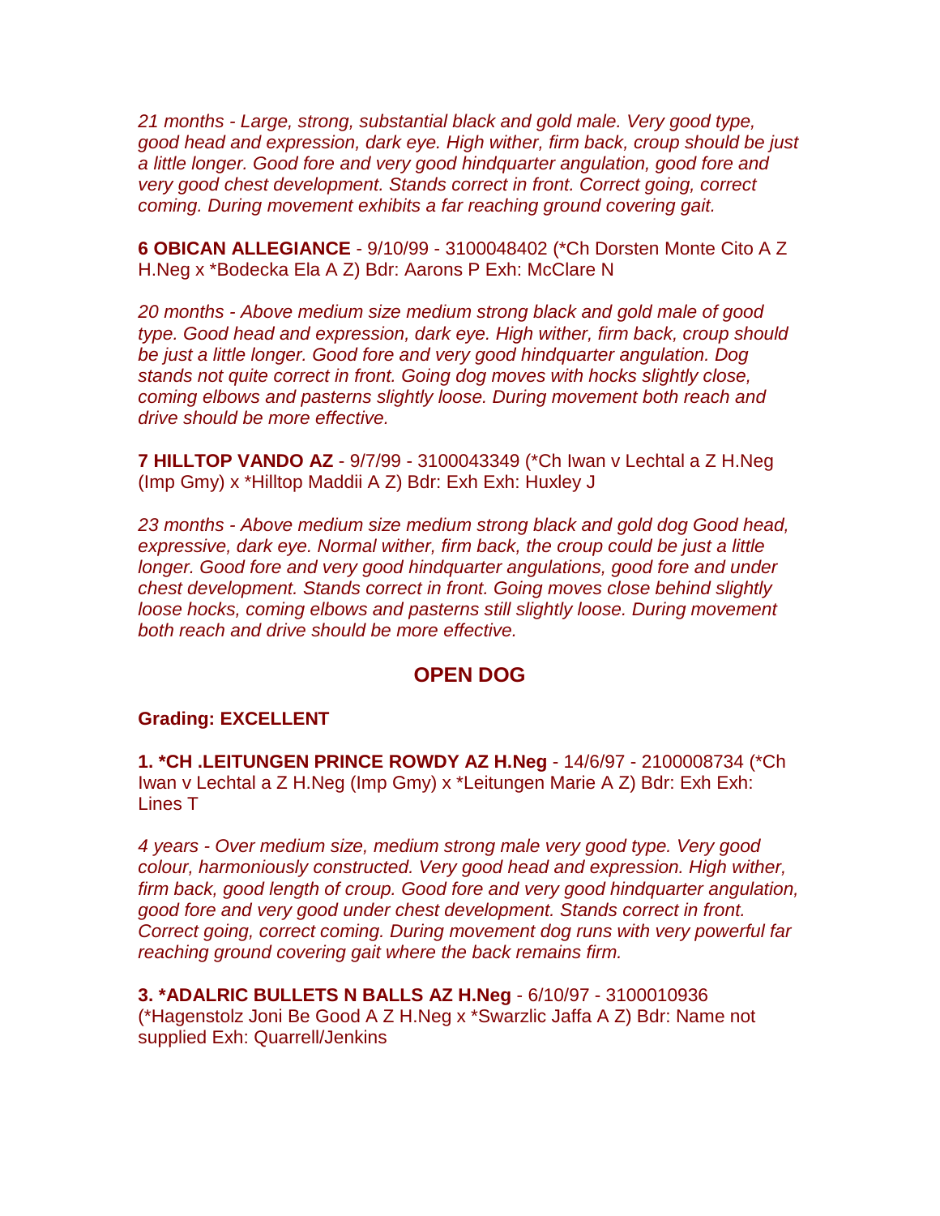*21 months - Large, strong, substantial black and gold male. Very good type, good head and expression, dark eye. High wither, firm back, croup should be just a little longer. Good fore and very good hindquarter angulation, good fore and very good chest development. Stands correct in front. Correct going, correct coming. During movement exhibits a far reaching ground covering gait.*

**6 OBICAN ALLEGIANCE** - 9/10/99 - 3100048402 (*Ch Dorsten Monte Cito A Z H.Neg x *Bodecka Ela A Z) Bdr: Aarons P Exh: McClare N

*20 months - Above medium size medium strong black and gold male of good type. Good head and expression, dark eye. High wither, firm back, croup should be just a little longer. Good fore and very good hindquarter angulation. Dog stands not quite correct in front. Going dog moves with hocks slightly close, coming elbows and pasterns slightly loose. During movement both reach and drive should be more effective.*

**7 HILLTOP VANDO AZ** - 9/7/99 - 3100043349 (*Ch Iwan v Lechtal a Z H.Neg (Imp Gmy) x *Hilltop Maddii A Z) Bdr: Exh Exh: Huxley J

*23 months - Above medium size medium strong black and gold dog Good head, expressive, dark eye. Normal wither, firm back, the croup could be just a little longer. Good fore and very good hindquarter angulations, good fore and under chest development. Stands correct in front. Going moves close behind slightly loose hocks, coming elbows and pasterns still slightly loose. During movement both reach and drive should be more effective.*

## OPEN DOG

**Grading: EXCELLENT**

**1. *CH .LEITUNGEN PRINCE ROWDY AZ H.Neg** - 14/6/97 - 2100008734 (*Ch Iwan v Lechtal a Z H.Neg (Imp Gmy) x *Leitungen Marie A Z) Bdr: Exh Exh: Lines T

*4 years - Over medium size, medium strong male very good type. Very good colour, harmoniously constructed. Very good head and expression. High wither, firm back, good length of croup. Good fore and very good hindquarter angulation, good fore and very good under chest development. Stands correct in front. Correct going, correct coming. During movement dog runs with very powerful far reaching ground covering gait where the back remains firm.*

**3. *ADALRIC BULLETS N BALLS AZ H.Neg** - 6/10/97 - 3100010936 (*Hagenstolz Joni Be Good A Z H.Neg x *Swarzlic Jaffa A Z) Bdr: Name not supplied Exh: Quarrell/Jenkins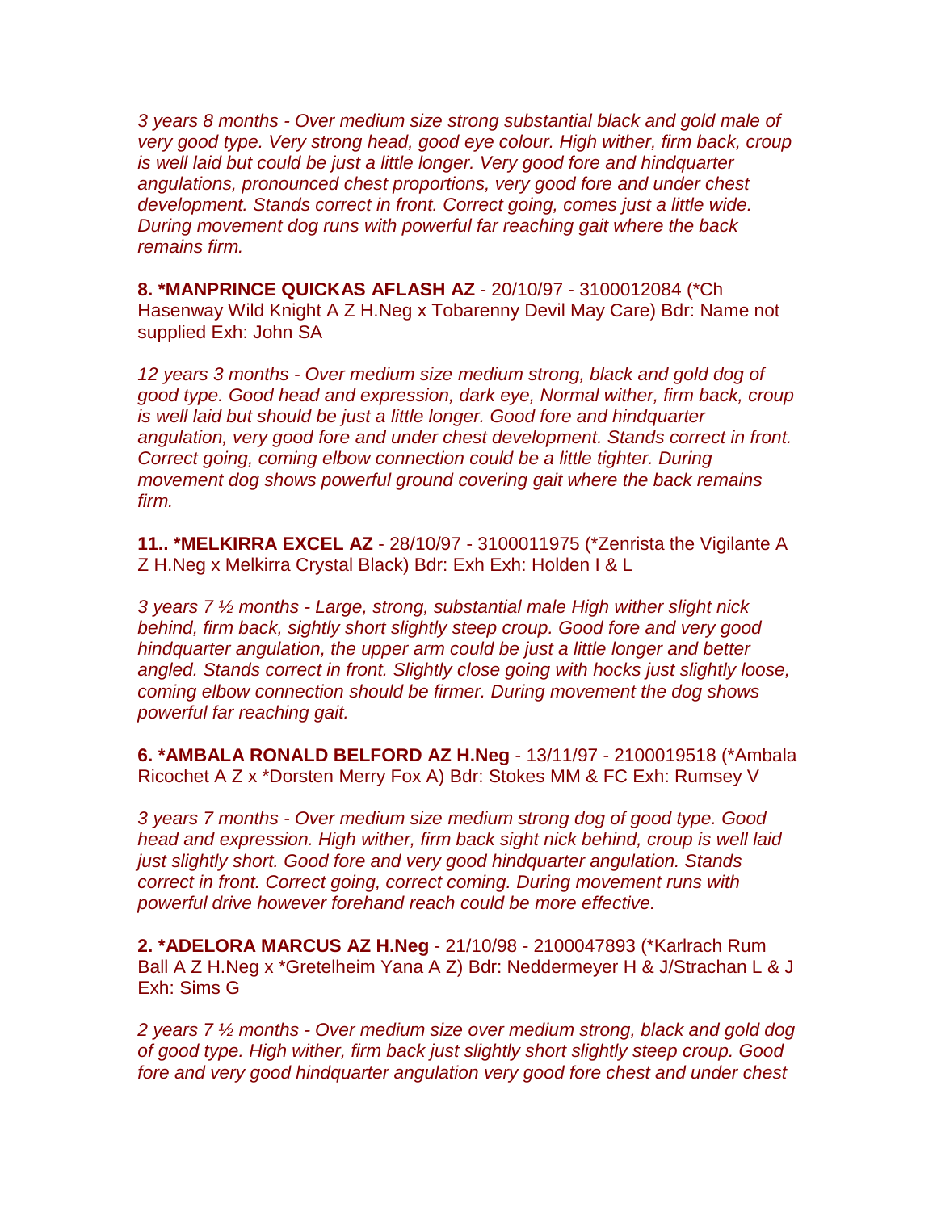*3 years 8 months - Over medium size strong substantial black and gold male of very good type. Very strong head, good eye colour. High wither, firm back, croup is well laid but could be just a little longer. Very good fore and hindquarter angulations, pronounced chest proportions, very good fore and under chest development. Stands correct in front. Correct going, comes just a little wide. During movement dog runs with powerful far reaching gait where the back remains firm.*

**8. *MANPRINCE QUICKAS AFLASH AZ** - 20/10/97 - 3100012084 (*Ch Hasenway Wild Knight A Z H.Neg x Tobarenny Devil May Care) Bdr: Name not supplied Exh: John SA

*12 years 3 months - Over medium size medium strong, black and gold dog of good type. Good head and expression, dark eye, Normal wither, firm back, croup is well laid but should be just a little longer. Good fore and hindquarter angulation, very good fore and under chest development. Stands correct in front. Correct going, coming elbow connection could be a little tighter. During movement dog shows powerful ground covering gait where the back remains firm.*

**11.. *MELKIRRA EXCEL AZ** - 28/10/97 - 3100011975 (*Zenrista the Vigilante A Z H.Neg x Melkirra Crystal Black) Bdr: Exh Exh: Holden I & L

*3 years 7 ½ months - Large, strong, substantial male High wither slight nick behind, firm back, sightly short slightly steep croup. Good fore and very good hindquarter angulation, the upper arm could be just a little longer and better angled. Stands correct in front. Slightly close going with hocks just slightly loose, coming elbow connection should be firmer. During movement the dog shows powerful far reaching gait.*

**6. *AMBALA RONALD BELFORD AZ H.Neg** - 13/11/97 - 2100019518 (*Ambala Ricochet A Z x *Dorsten Merry Fox A) Bdr: Stokes MM & FC Exh: Rumsey V

*3 years 7 months - Over medium size medium strong dog of good type. Good head and expression. High wither, firm back sight nick behind, croup is well laid just slightly short. Good fore and very good hindquarter angulation. Stands correct in front. Correct going, correct coming. During movement runs with powerful drive however forehand reach could be more effective.*

**2. *ADELORA MARCUS AZ H.Neg** - 21/10/98 - 2100047893 (*Karlrach Rum Ball A Z H.Neg x *Gretelheim Yana A Z) Bdr: Neddermeyer H & J/Strachan L & J Exh: Sims G

*2 years 7 ½ months - Over medium size over medium strong, black and gold dog of good type. High wither, firm back just slightly short slightly steep croup. Good fore and very good hindquarter angulation very good fore chest and under chest*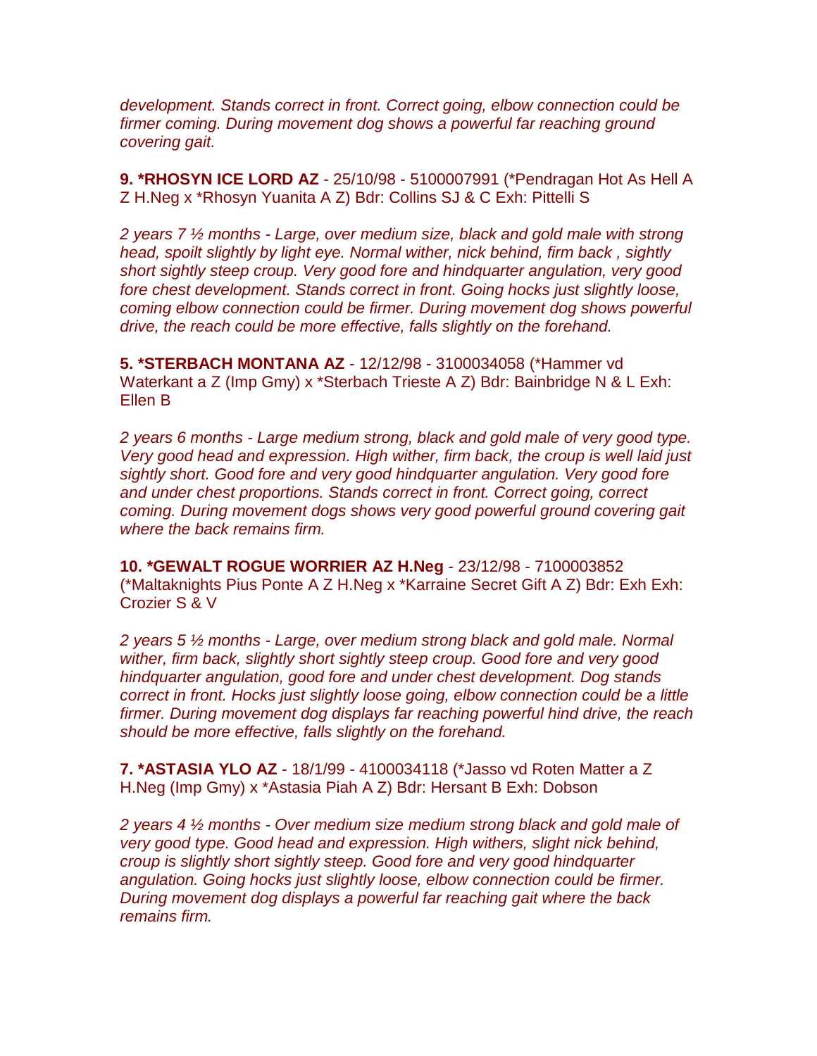*development. Stands correct in front. Correct going, elbow connection could be firmer coming. During movement dog shows a powerful far reaching ground covering gait.*

**9. *RHOSYN ICE LORD AZ** - 25/10/98 - 5100007991 (*Pendragan Hot As Hell A Z H.Neg x *Rhosyn Yuanita A Z) Bdr: Collins SJ & C Exh: Pittelli S

*2 years 7 ½ months - Large, over medium size, black and gold male with strong head, spoilt slightly by light eye. Normal wither, nick behind, firm back , sightly short sightly steep croup. Very good fore and hindquarter angulation, very good fore chest development. Stands correct in front. Going hocks just slightly loose, coming elbow connection could be firmer. During movement dog shows powerful drive, the reach could be more effective, falls slightly on the forehand.*

**5. *STERBACH MONTANA AZ** - 12/12/98 - 3100034058 (*Hammer vd Waterkant a Z (Imp Gmy) x *Sterbach Trieste A Z) Bdr: Bainbridge N & L Exh: Ellen B

*2 years 6 months - Large medium strong, black and gold male of very good type. Very good head and expression. High wither, firm back, the croup is well laid just sightly short. Good fore and very good hindquarter angulation. Very good fore and under chest proportions. Stands correct in front. Correct going, correct coming. During movement dogs shows very good powerful ground covering gait where the back remains firm.*

**10. *GEWALT ROGUE WORRIER AZ H.Neg** - 23/12/98 - 7100003852 (*Maltaknights Pius Ponte A Z H.Neg x *Karraine Secret Gift A Z) Bdr: Exh Exh: Crozier S & V

*2 years 5 ½ months - Large, over medium strong black and gold male. Normal wither, firm back, slightly short sightly steep croup. Good fore and very good hindquarter angulation, good fore and under chest development. Dog stands correct in front. Hocks just slightly loose going, elbow connection could be a little firmer. During movement dog displays far reaching powerful hind drive, the reach should be more effective, falls slightly on the forehand.*

**7. *ASTASIA YLO AZ** - 18/1/99 - 4100034118 (*Jasso vd Roten Matter a Z H.Neg (Imp Gmy) x *Astasia Piah A Z) Bdr: Hersant B Exh: Dobson

*2 years 4 ½ months - Over medium size medium strong black and gold male of very good type. Good head and expression. High withers, slight nick behind, croup is slightly short sightly steep. Good fore and very good hindquarter angulation. Going hocks just slightly loose, elbow connection could be firmer. During movement dog displays a powerful far reaching gait where the back remains firm.*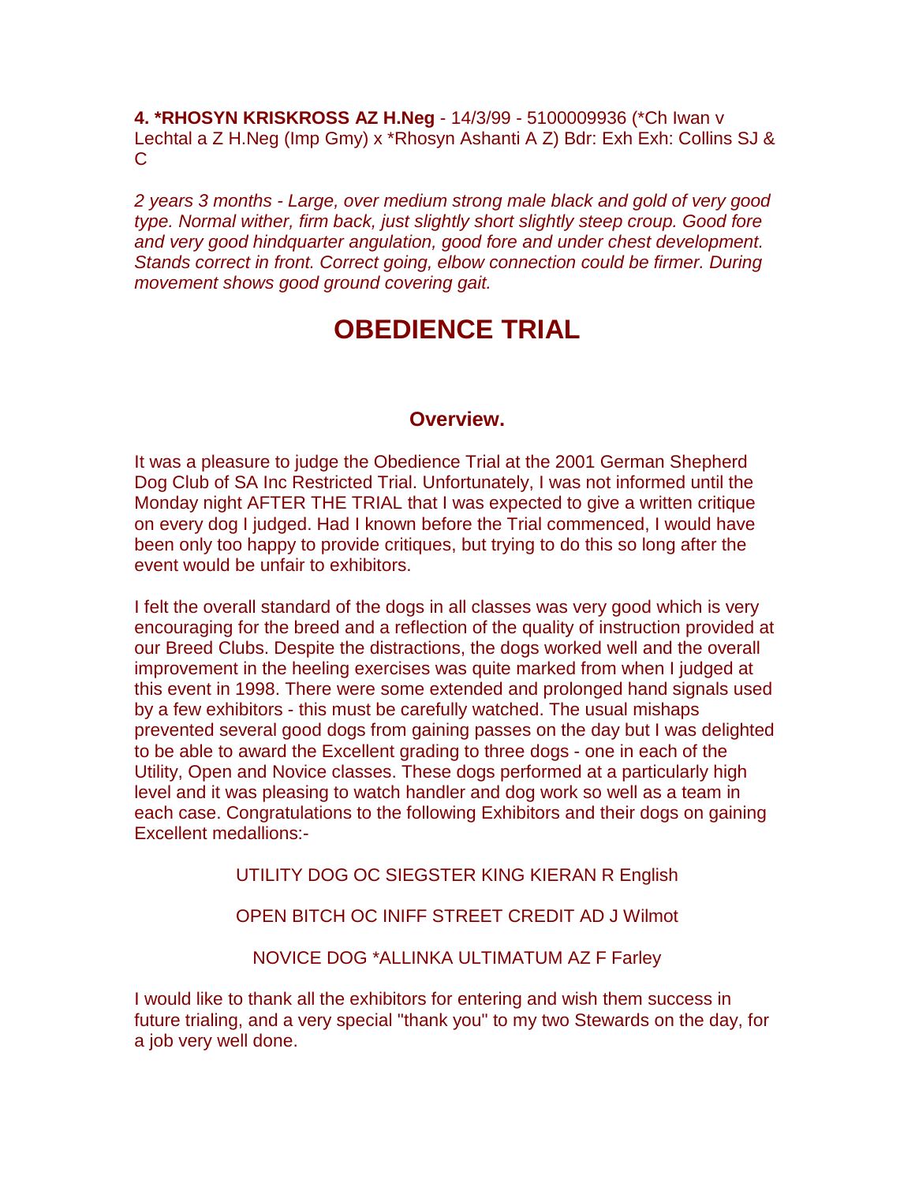**4. *RHOSYN KRISKROSS AZ H.Neg** - 14/3/99 - 5100009936 (*Ch Iwan v Lechtal a Z H.Neg (Imp Gmy) x *Rhosyn Ashanti A Z) Bdr: Exh Exh: Collins SJ & C

*2 years 3 months - Large, over medium strong male black and gold of very good type. Normal wither, firm back, just slightly short slightly steep croup. Good fore and very good hindquarter angulation, good fore and under chest development. Stands correct in front. Correct going, elbow connection could be firmer. During movement shows good ground covering gait.*

# OBEDIENCE TRIAL

### Overview.

It was a pleasure to judge the Obedience Trial at the 2001 German Shepherd Dog Club of SA Inc Restricted Trial. Unfortunately, I was not informed until the Monday night AFTER THE TRIAL that I was expected to give a written critique on every dog I judged. Had I known before the Trial commenced, I would have been only too happy to provide critiques, but trying to do this so long after the event would be unfair to exhibitors.

I felt the overall standard of the dogs in all classes was very good which is very encouraging for the breed and a reflection of the quality of instruction provided at our Breed Clubs. Despite the distractions, the dogs worked well and the overall improvement in the heeling exercises was quite marked from when I judged at this event in 1998. There were some extended and prolonged hand signals used by a few exhibitors - this must be carefully watched. The usual mishaps prevented several good dogs from gaining passes on the day but I was delighted to be able to award the Excellent grading to three dogs - one in each of the Utility, Open and Novice classes. These dogs performed at a particularly high level and it was pleasing to watch handler and dog work so well as a team in each case. Congratulations to the following Exhibitors and their dogs on gaining Excellent medallions:-

UTILITY DOG OC SIEGSTER KING KIERAN R English

OPEN BITCH OC INIFF STREET CREDIT AD J Wilmot

NOVICE DOG *ALLINKA ULTIMATUM AZ F Farley

I would like to thank all the exhibitors for entering and wish them success in future trialing, and a very special "thank you" to my two Stewards on the day, for a job very well done.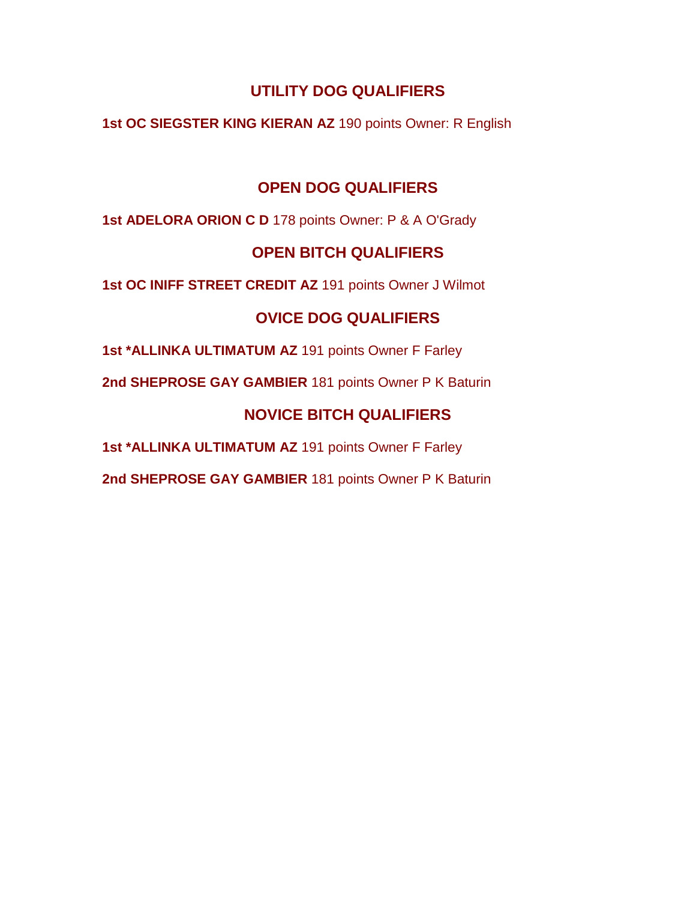## UTILITY DOG QUALIFIERS

**1st OC SIEGSTER KING KIERAN AZ** 190 points Owner: R English

## OPEN DOG QUALIFIERS

**1st ADELORA ORION C D** 178 points Owner: P & A O'Grady

## OPEN BITCH QUALIFIERS

**1st OC INIFF STREET CREDIT AZ** 191 points Owner J Wilmot

## OVICE DOG QUALIFIERS

**1st *ALLINKA ULTIMATUM AZ** 191 points Owner F Farley

**2nd SHEPROSE GAY GAMBIER** 181 points Owner P K Baturin

## NOVICE BITCH QUALIFIERS

**1st *ALLINKA ULTIMATUM AZ** 191 points Owner F Farley

**2nd SHEPROSE GAY GAMBIER** 181 points Owner P K Baturin